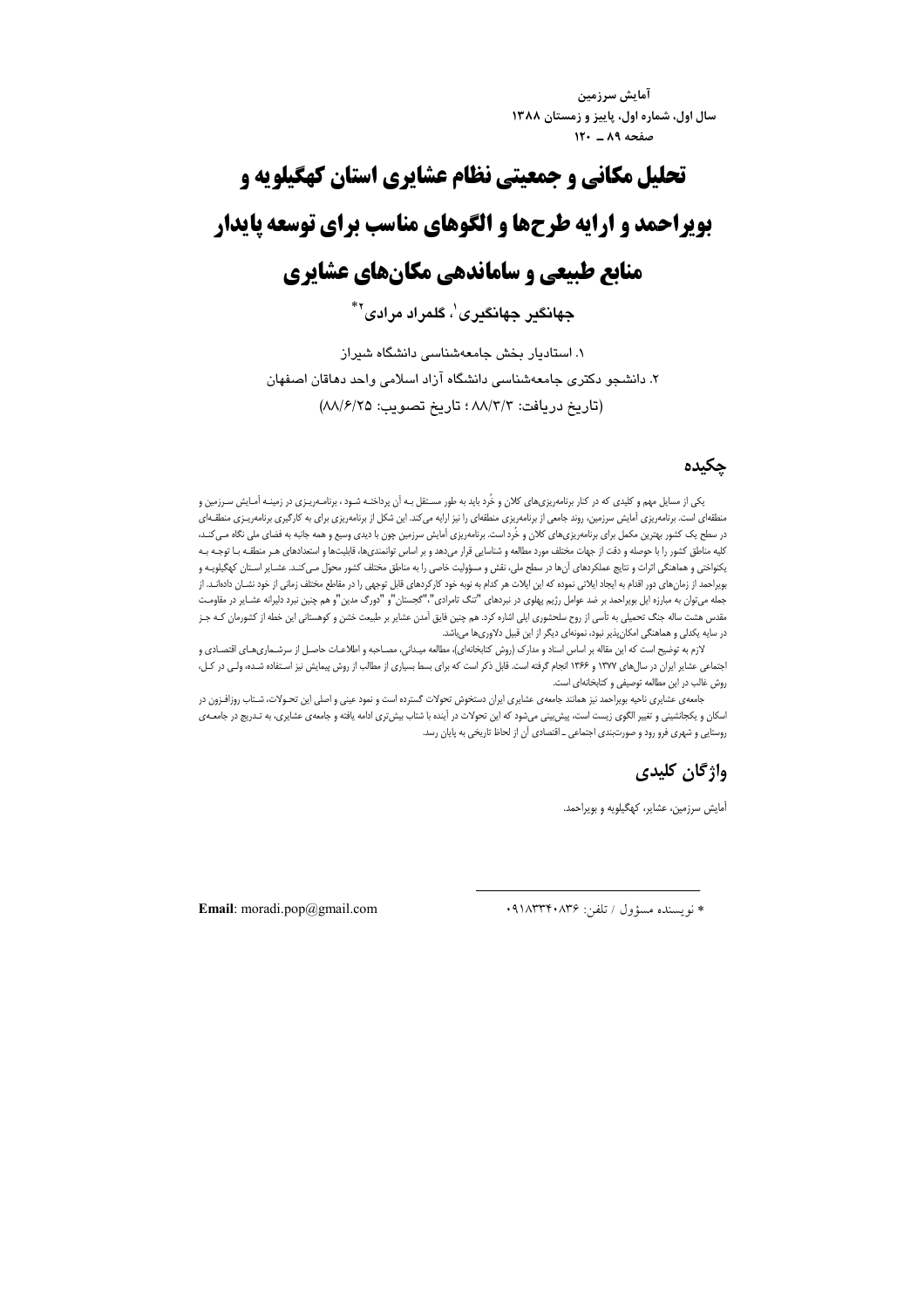# تحلیل مکانی و جمعیتی نظام عشایری استان کهگیلویه و بویراحمد و ارایه طرح‌ها و الگوهای مناسب برای توسعه پایدار منابع طبیعی و ساماندهی مکان‌های عشایری

**جهانگیر جهانگیری[1]، گلمراد مرادی[2]***

۱. استادیار بخش جامعه‌شناسی دانشگاه شیراز

۲. دانشجو دکتری جامعه‌شناسی دانشگاه آزاد اسلامی واحد دهاقان اصفهان

(تاریخ دریافت: ۸۸/۳/۳ ؛ تاریخ تصویب: ۸۸/۶/۲۵)

## چکیده

یکی از مسایل مهم و کلیدی که در کنار برنامه‌ریزی‌های کلان و خُرد باید به طور مستقل بـه آن پرداختـه شـود، برنامـه‌ریـزی در زمینـه آمـایش سـرزمین و منطقه‌ای است. برنامه‌ریزی آمایش سرزمین، روند جامعی از برنامه‌ریزی منطقه‌ای را نیز ارایه می‌کند. این شکل از برنامه‌ریزی برای به کارگیری برنامه‌ریـزی منطقـه‌ای در سطح یک کشور بهترین مکمل برای برنامه‌ریزی‌های کلان و خُرد است. برنامه‌ریزی آمایش سرزمین چون با دیدی وسیع و همه جانبه به فضای ملی نگاه مـی‌کنـد، کلیه مناطق کشور را با حوصله و دقت از جهات مختلف مورد مطالعه و شناسایی قرار می‌دهد و بر اساس توانمندی‌ها، قابلیت‌ها و استعدادهای هـر منطقـه بـا توجـه بـه یکنواختی و هماهنگی اثرات و نتایج عملکردهای آن‌ها در سطح ملی، نقش و مسؤولیت خاصی را به مناطق مختلف کشور محوّل مـی‌کنـد. عشـایر اسـتان کهگیلویـه و بویراحمد از زمان‌های دور اقدام به ایجاد ایلاتی نموده که این ایلات هر کدام به نوبه خود کارکردهای قابل توجهی را در مقاطع مختلف زمانی از خود نشـان داده‌انـد. از جمله می‌توان به مبارزه ایل بویراحمد بر ضد عوامل رژیم پهلوی در نبردهای "تنگ تامرادی"،"گجستان"و "دورگ مدین"و هم چنین نبرد دلیرانه عشـایر در مقاومـت مقدس هشت ساله جنگ تحمیلی به تأسی از روح سلحشوری ایلی اشاره کرد. هم چنین فایق آمدن عشایر بر طبیعت خشن و کوهستانی این خطه از کشورمان کـه جـز در سایه یکدلی و هماهنگی امکان‌پذیر نبود، نمونه‌ای دیگر از این قبیل دلاوری‌ها می‌باشد.

لازم به توضیح است که این مقاله بر اساس اسناد و مدارک (روش کتابخانه‌ای)، مطالعه میـدانی، مصـاحبه و اطلاعـات حاصـل از سرشـماری‌هـای اقتصـادی و اجتماعی عشایر ایران در سال‌های ۱۳۷۷ و ۱۳۶۶ انجام گرفته است. قابل ذکر است که برای بسط بسیاری از مطالب از روش پیمایش نیز اسـتفاده شـده، ولـی در کـل، روش غالب در این مطالعه توصیفی و کتابخانه‌ای است.

جامعه‌ی عشایری ناحیه بویراحمد نیز همانند جامعه‌ی عشایری ایران دستخوش تحولات گسترده است و نمود عینی و اصلی این تحـولات، شـتاب روزافـزون در اسکان و یکجانشینی و تغییر الگوی زیست است، پیش‌بینی می‌شود که این تحولات در آینده با شتاب بیش‌تری ادامه یافته و جامعه‌ی عشایری، به تـدریج در جامعـه‌ی روستایی و شهری فرو رود و صورت‌بندی اجتماعی ـ اقتصادی آن از لحاظ تاریخی به پایان رسد.

## واژگان کلیدی

آمایش سرزمین، عشایر، کهگیلویه و بویراحمد.

---

* نویسنده مسؤول / تلفن: ۰۹۱۸۳۳۴۰۸۳۶

**Email**: moradi.pop@gmail.com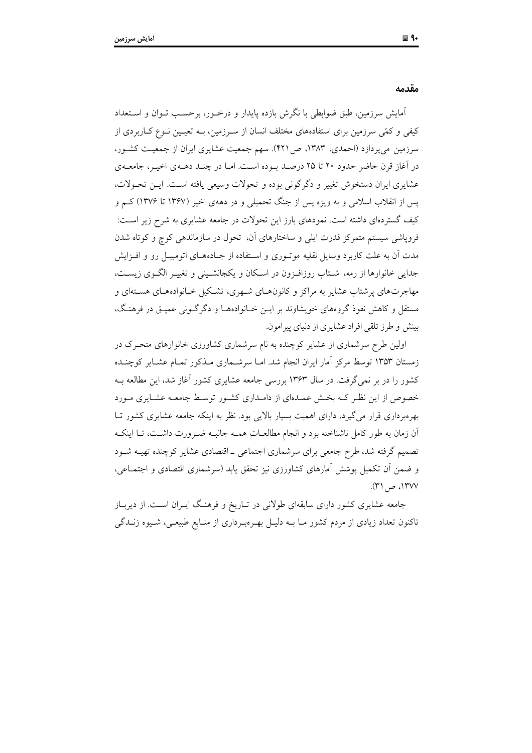## مقدمه

آمایش سرزمین، طبق ضوابطی با نگرش بازده پایدار و درخور، برحسب توان و استعداد کیفی و کمّی سرزمین برای استفاده‌های مختلف انسان از سرزمین، به تعیین نوع کاربردی از سرزمین می‌پردازد (احمدی، ۱۳۸۳، ص۴۲۱). سهم جمعیت عشایری ایران از جمعیت کشور، در آغاز قرن حاضر حدود ۲۰ تا ۲۵ درصد بوده است. اما در چند دهه‌ی اخیر، جامعه‌ی عشایری ایران دستخوش تغییر و دگرگونی بوده و تحولات وسیعی یافته است. این تحولات، پس از انقلاب اسلامی و به ویژه پس از جنگ تحمیلی و در دهه‌ی اخیر (۱۳۶۷ تا ۱۳۷۶) کم و کیف گسترده‌ای داشته است. نمودهای بارز این تحولات در جامعه عشایری به شرح زیر است: فروپاشی سیستم متمرکز قدرت ایلی و ساختارهای آن، تحول در سازماندهی کوچ و کوتاه شدن مدت آن به علت کاربرد وسایل نقلیه موتوری و استفاده از جاده‌های اتومبیل رو و افزایش جدایی خانوارها از رمه، شتاب روزافزون در اسکان و یکجانشینی و تغییر الگوی زیست، مهاجرت‌های پرشتاب عشایر به مراکز و کانون‌های شهری، تشکیل خانواده‌های هسته‌ای و مستقل و کاهش نفوذ گروه‌های خویشاوند بر این خانواده‌ها و دگرگونی عمیق در فرهنگ، بینش و طرز تلقی افراد عشایری از دنیای پیرامون.

اولین طرح سرشماری از عشایر کوچنده به نام سرشماری کشاورزی خانوارهای متحرک در زمستان ۱۳۵۳ توسط مرکز آمار ایران انجام شد. اما سرشماری مذکور تمام عشایر کوچنده کشور را در بر نمی‌گرفت. در سال ۱۳۶۳ بررسی جامعه عشایری کشور آغاز شد، این مطالعه به خصوص از این نظر که بخش عمده‌ای از دامداری کشور توسط جامعه عشایری مورد بهره‌برداری قرار می‌گیرد، دارای اهمیت بسیار بالایی بود. نظر به اینکه جامعه عشایری کشور تا آن زمان به طور کامل ناشناخته بود و انجام مطالعات همه جانبه ضرورت داشت، تا اینکه تصمیم گرفته شد، طرح جامعی برای سرشماری اجتماعی ـ اقتصادی عشایر کوچنده تهیه شود و ضمن آن تکمیل پوشش آمارهای کشاورزی نیز تحقق یابد (سرشماری اقتصادی و اجتماعی، ۱۳۷۷، ص ۳۱).

جامعه عشایری کشور دارای سابقه‌ای طولانی در تاریخ و فرهنگ ایران است. از دیرباز تاکنون تعداد زیادی از مردم کشور ما به دلیل بهره‌برداری از منابع طبیعی، شیوه زندگی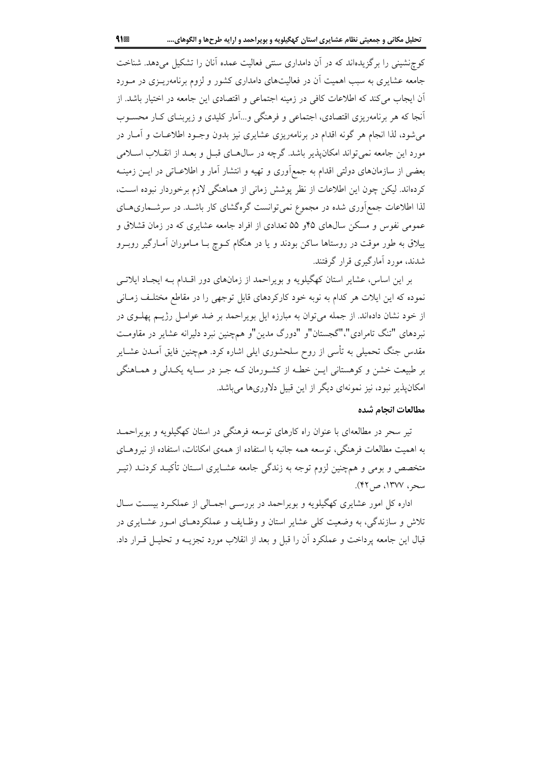کوچ‌نشینی را برگزیده‌اند که در آن دامداری سنتی فعالیت عمده آنان را تشکیل می‌دهد. شناخت جامعه عشایری به سبب اهمیت آن در فعالیت‌های دامداری کشور و لزوم برنامه‌ریزی در مورد آن ایجاب می‌کند که اطلاعات کافی در زمینه اجتماعی و اقتصادی این جامعه در اختیار باشد. از آنجا که هر برنامه‌ریزی اقتصادی، اجتماعی و فرهنگی و...آمار کلیدی و زیربنای کار محسوب می‌شود، لذا انجام هر گونه اقدام در برنامه‌ریزی عشایری نیز بدون وجود اطلاعات و آمار در مورد این جامعه نمی‌تواند امکان‌پذیر باشد. گرچه در سال‌های قبل و بعد از انقلاب اسلامی بعضی از سازمان‌های دولتی اقدام به جمع‌آوری و تهیه و انتشار آمار و اطلاعاتی در این زمینه کرده‌اند. لیکن چون این اطلاعات از نظر پوشش زمانی از هماهنگی لازم برخوردار نبوده است، لذا اطلاعات جمع‌آوری شده در مجموع نمی‌توانست گره‌گشای کار باشد. در سرشماری‌های عمومی نفوس و مسکن سال‌های ۴۵و ۵۵ تعدادی از افراد جامعه عشایری که در زمان قشلاق و ییلاق به طور موقت در روستاها ساکن بودند و یا در هنگام کوچ با ماموران آمارگیر روبرو شدند، مورد آمارگیری قرار گرفتند.

بر این اساس، عشایر استان کهگیلویه و بویراحمد از زمان‌های دور اقدام به ایجاد ایلاتی نموده که این ایلات هر کدام به نوبه خود کارکردهای قابل توجهی را در مقاطع مختلف زمانی از خود نشان داده‌اند. از جمله می‌توان به مبارزه ایل بویراحمد بر ضد عوامل رژیم پهلوی در نبردهای "تنگ تامرادی"، "گجستان"و "دورگ مدین"و همچنین نبرد دلیرانه عشایر در مقاومت مقدس جنگ تحمیلی به تأسی از روح سلحشوری ایلی اشاره کرد. همچنین فایق آمدن عشایر بر طبیعت خشن و کوهستانی این خطه از کشورمان که جز در سایه یکدلی و هماهنگی امکان‌پذیر نبود، نیز نمونه‌ای دیگر از این قبیل دلاوری‌ها می‌باشد.

### مطالعات انجام شده

تیر سحر در مطالعه‌ای با عنوان راه کارهای توسعه فرهنگی در استان کهگیلویه و بویراحمد به اهمیت مطالعات فرهنگی، توسعه همه جانبه با استفاده از همه‌ی امکانات، استفاده از نیروهای متخصص و بومی و همچنین لزوم توجه به زندگی جامعه عشایری استان تأکید کردند (تیر سحر، ۱۳۷۷، ص۴۲).

اداره کل امور عشایری کهگیلویه و بویراحمد در بررسی اجمالی از عملکرد بیست سال تلاش و سازندگی، به وضعیت کلی عشایر استان و وظایف و عملکردهای امور عشایری در قبال این جامعه پرداخت و عملکرد آن را قبل و بعد از انقلاب مورد تجزیه و تحلیل قرار داد.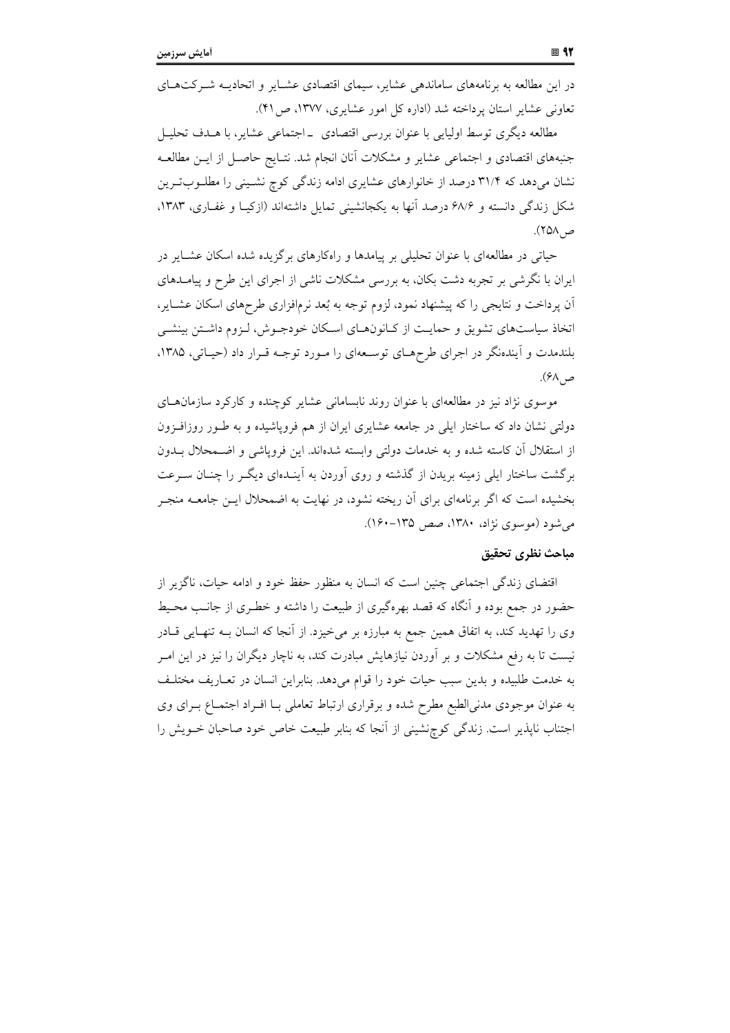در این مطالعه به برنامه‌های ساماندهی عشایر، سیمای اقتصادی عشایر و اتحادیه شرکت‌های تعاونی عشایر استان پرداخته شد (اداره کل امور عشایری، ۱۳۷۷، ص ۴۱).

مطالعه دیگری توسط اولیایی با عنوان بررسی اقتصادی ـ اجتماعی عشایر، با هدف تحلیل جنبه‌های اقتصادی و اجتماعی عشایر و مشکلات آنان انجام شد. نتایج حاصل از این مطالعه نشان می‌دهد که ۳۱/۴ درصد از خانوارهای عشایری ادامه زندگی کوچ نشینی را مطلوب‌ترین شکل زندگی دانسته و ۶۸/۶ درصد آنها به یکجانشینی تمایل داشته‌اند (ازکیا و غفاری، ۱۳۸۳، ص ۲۵۸).

حیاتی در مطالعه‌ای با عنوان تحلیلی بر پیامدها و راه‌کارهای برگزیده شده اسکان عشایر در ایران با نگرشی بر تجربه دشت بکان، به بررسی مشکلات ناشی از اجرای این طرح و پیامدهای آن پرداخت و نتایجی را که پیشنهاد نمود، لزوم توجه به بُعد نرم‌افزاری طرح‌های اسکان عشایر، اتخاذ سیاست‌های تشویق و حمایت از کانون‌های اسکان خودجوش، لزوم داشتن بینشی بلندمدت و آینده‌نگر در اجرای طرح‌های توسعه‌ای را مورد توجه قرار داد (حیاتی، ۱۳۸۵، ص ۶۸).

موسوی نژاد نیز در مطالعه‌ای با عنوان روند نابسامانی عشایر کوچنده و کارکرد سازمان‌های دولتی نشان داد که ساختار ایلی در جامعه عشایری ایران از هم فروپاشیده و به طور روزافزون از استقلال آن کاسته شده و به خدمات دولتی وابسته شده‌اند. این فروپاشی و اضمحلال بدون برگشت ساختار ایلی زمینه بریدن از گذشته و روی آوردن به آینده‌ای دیگر را چنان سرعت بخشیده است که اگر برنامه‌ای برای آن ریخته نشود، در نهایت به اضمحلال این جامعه منجر می‌شود (موسوی نژاد، ۱۳۸۰، صص ۱۳۵-۱۶۰).

## مباحث نظری تحقیق

اقتضای زندگی اجتماعی چنین است که انسان به منظور حفظ خود و ادامه حیات، ناگزیر از حضور در جمع بوده و آنگاه که قصد بهره‌گیری از طبیعت را داشته و خطری از جانب محیط وی را تهدید کند، به اتفاق همین جمع به مبارزه بر می‌خیزد. از آنجا که انسان به تنهایی قادر نیست تا به رفع مشکلات و بر آوردن نیازهایش مبادرت کند، به ناچار دیگران را نیز در این امر به خدمت طلبیده و بدین سبب حیات خود را قوام می‌دهد. بنابراین انسان در تعاریف مختلف به عنوان موجودی مدنی‌الطبع مطرح شده و برقراری ارتباط تعاملی با افراد اجتماع برای وی اجتناب ناپذیر است. زندگی کوچ‌نشینی از آنجا که بنابر طبیعت خاص خود صاحبان خویش را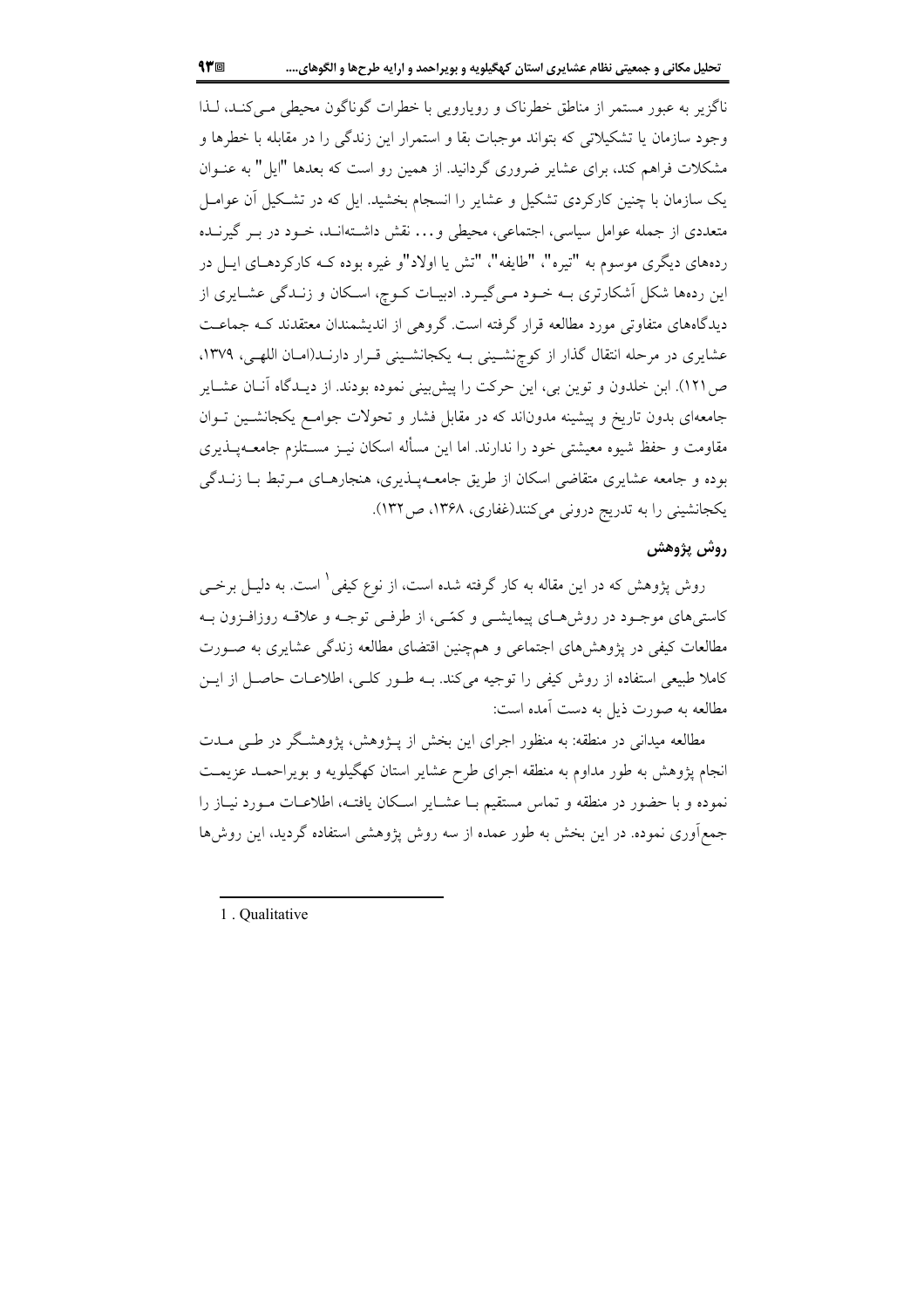ناگزیر به عبور مستمر از مناطق خطرناک و رویارویی با خطرات گوناگون محیطی می‌کند، لذا وجود سازمان یا تشکیلاتی که بتواند موجبات بقا و استمرار این زندگی را در مقابله با خطرها و مشکلات فراهم کند، برای عشایر ضروری گردانید. از همین رو است که بعدها "ایل" به عنوان یک سازمان با چنین کارکردی تشکیل و عشایر را انسجام بخشید. ایل که در تشکیل آن عوامل متعددی از جمله عوامل سیاسی، اجتماعی، محیطی و... نقش داشته‌اند، خود در بر گیرنده رده‌های دیگری موسوم به "تیره"، "طایفه"، "تش یا اولاد"و غیره بوده که کارکردهای ایل در این رده‌ها شکل آشکارتری به خود می‌گیرد. ادبیات کوچ، اسکان و زندگی عشایری از دیدگاه‌های متفاوتی مورد مطالعه قرار گرفته است. گروهی از اندیشمندان معتقدند که جماعت عشایری در مرحله انتقال گذار از کوچ‌نشینی به یکجانشینی قرار دارند(امان اللهی، ۱۳۷۹، ص۱۲۱). ابن خلدون و توین بی، این حرکت را پیش‌بینی نموده بودند. از دیدگاه آنان عشایر جامعه‌ای بدون تاریخ و پیشینه مدون‌اند که در مقابل فشار و تحولات جوامع یکجانشین توان مقاومت و حفظ شیوه معیشتی خود را ندارند. اما این مسأله اسکان نیز مستلزم جامعه‌پذیری بوده و جامعه عشایری متقاضی اسکان از طریق جامعه‌پذیری، هنجارهای مرتبط با زندگی یکجانشینی را به تدریج درونی می‌کنند(غفاری، ۱۳۶۸، ص۱۳۲).

## روش پژوهش

روش پژوهش که در این مقاله به کار گرفته شده است، از نوع کیفی[1] است. به دلیل برخی کاستی‌های موجود در روش‌های پیمایشی و کمّی، از طرفی توجه و علاقه روزافزون به مطالعات کیفی در پژوهش‌های اجتماعی و هم‌چنین اقتضای مطالعه زندگی عشایری به صورت کاملا طبیعی استفاده از روش کیفی را توجیه می‌کند. به طور کلی، اطلاعات حاصل از این مطالعه به صورت ذیل به دست آمده است:

مطالعه میدانی در منطقه: به منظور اجرای این بخش از پژوهش، پژوهشگر در طی مدت انجام پژوهش به طور مداوم به منطقه اجرای طرح عشایر استان کهگیلویه و بویراحمد عزیمت نموده و با حضور در منطقه و تماس مستقیم با عشایر اسکان یافته، اطلاعات مورد نیاز را جمع‌آوری نموده. در این بخش به طور عمده از سه روش پژوهشی استفاده گردید، این روش‌ها

---

1 . Qualitative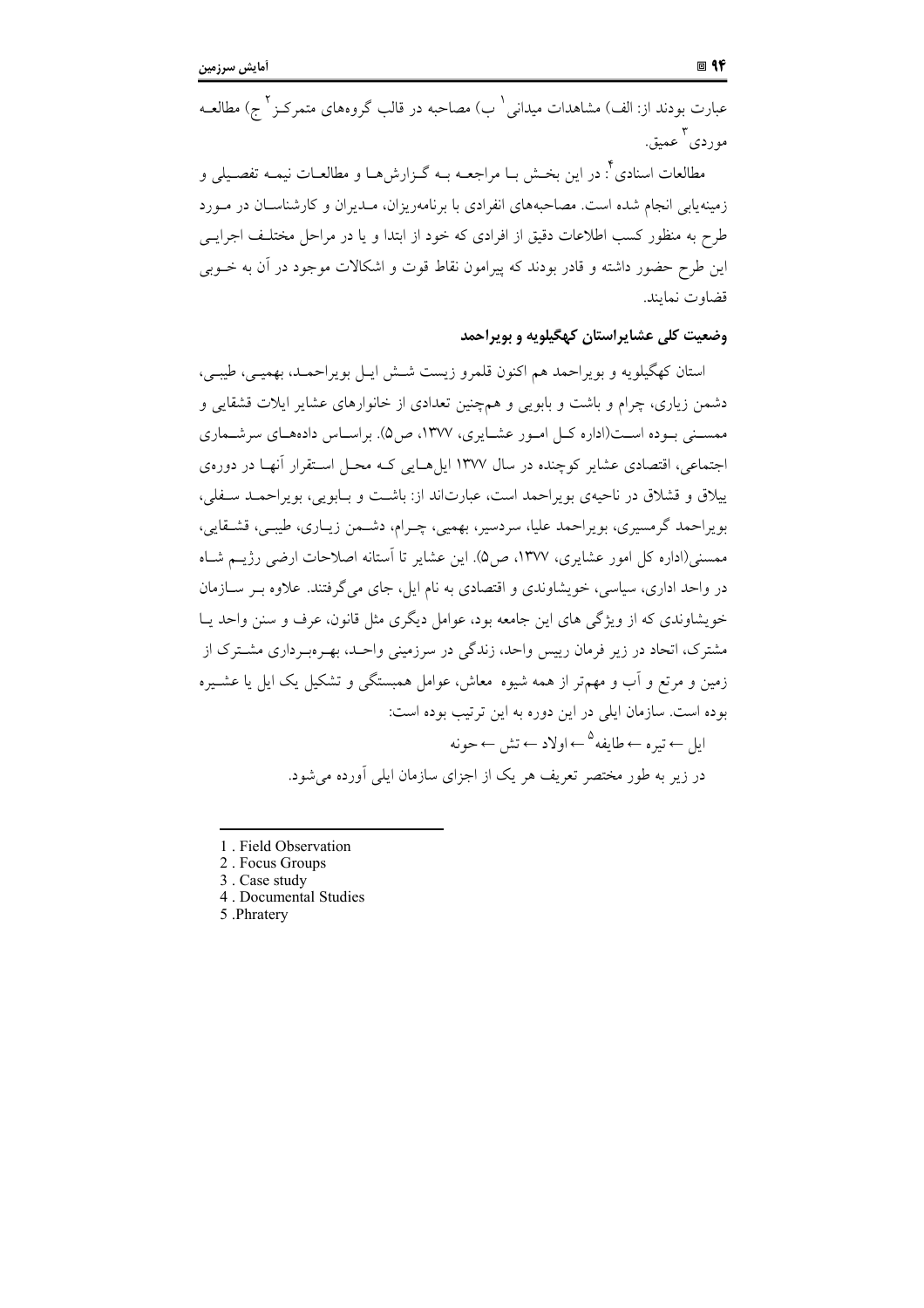عبارت بودند از: الف) مشاهدات میدانی[1] ب) مصاحبه در قالب گروه‌های متمرکز[2] ج) مطالعه موردی[3] عمیق.

مطالعات اسنادی[4]: در این بخش با مراجعه به گزارش‌ها و مطالعات نیمه تفصیلی و زمینه‌یابی انجام شده است. مصاحبه‌های انفرادی با برنامه‌ریزان، مدیران و کارشناسان در مورد طرح به منظور کسب اطلاعات دقیق از افرادی که خود از ابتدا و یا در مراحل مختلف اجرایی این طرح حضور داشته و قادر بودند که پیرامون نقاط قوت و اشکالات موجود در آن به خوبی قضاوت نمایند.

### وضعیت کلی عشایراستان کهگیلویه و بویراحمد

استان کهگیلویه و بویراحمد هم اکنون قلمرو زیست شش ایل بویراحمد، بهمیی، طیبی، دشمن زیاری، چرام و باشت و بابویی و هم‌چنین تعدادی از خانوارهای عشایر ایلات قشقایی و ممسنی بوده است(اداره کل امور عشایری، ۱۳۷۷، ص۵). براساس داده‌های سرشماری اجتماعی، اقتصادی عشایر کوچنده در سال ۱۳۷۷ ایل‌هایی که محل استقرار آنها در دوره‌ی ییلاق و قشلاق در ناحیه‌ی بویراحمد است، عبارت‌اند از: باشت و بابویی، بویراحمد سفلی، بویراحمد گرمسیری، بویراحمد علیا، سردسیر، بهمیی، چرام، دشمن زیاری، طیبی، قشقایی، ممسنی(اداره کل امور عشایری، ۱۳۷۷، ص۵). این عشایر تا آستانه اصلاحات ارضی رژیم شاه در واحد اداری، سیاسی، خویشاوندی و اقتصادی به نام ایل، جای می‌گرفتند. علاوه بر سازمان خویشاوندی که از ویژگی های این جامعه بود، عوامل دیگری مثل قانون، عرف و سنن واحد یا مشترک، اتحاد در زیر فرمان رییس واحد، زندگی در سرزمینی واحد، بهره‌برداری مشترک از زمین و مرتع و آب و مهم‌تر از همه شیوه معاش، عوامل همبستگی و تشکیل یک ایل یا عشیره بوده است. سازمان ایلی در این دوره به این ترتیب بوده است:

ایل ← تیره ← طایفه[5] ← اولاد ← تش ← حونه

در زیر به طور مختصر تعریف هر یک از اجزای سازمان ایلی آورده می‌شود.

---

1. Field Observation
2. Focus Groups
3. Case study
4. Documental Studies
5. Phratery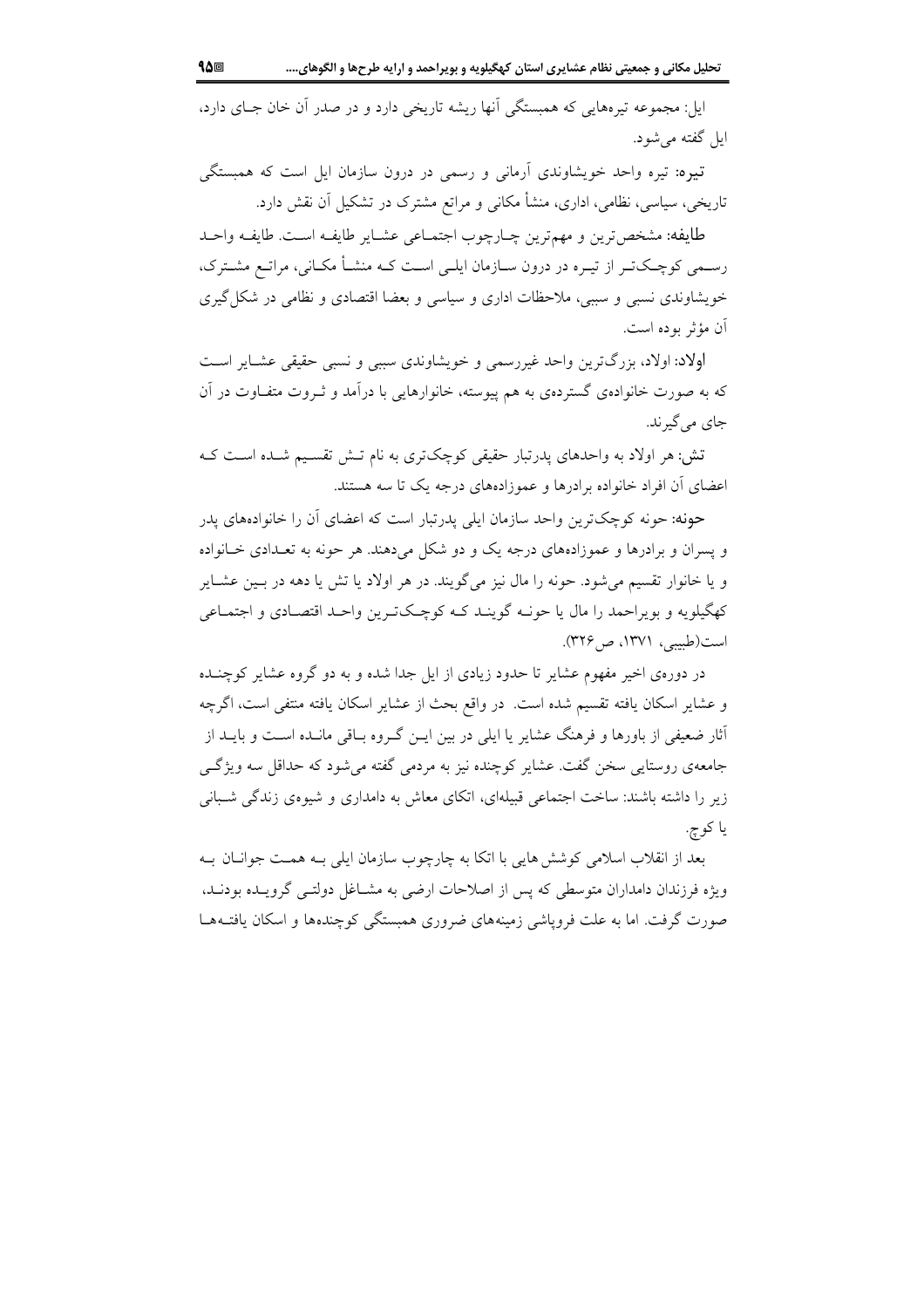ایل: مجموعه تیره‌هایی که همبستگی آنها ریشه تاریخی دارد و در صدر آن خان جای دارد، ایل گفته می‌شود.

**تیره:** تیره واحد خویشاوندی آرمانی و رسمی در درون سازمان ایل است که همبستگی تاریخی، سیاسی، نظامی، اداری، منشأ مکانی و مراتع مشترک در تشکیل آن نقش دارد.

**طایفه:** مشخص‌ترین و مهم‌ترین چارچوب اجتماعی عشایر طایفه است. طایفه واحد رسمی کوچک‌تر از تیره در درون سازمان ایلی است که منشأ مکانی، مراتع مشترک، خویشاوندی نسبی و سببی، ملاحظات اداری و سیاسی و بعضا اقتصادی و نظامی در شکل‌گیری آن مؤثر بوده است.

**اولاد:** اولاد، بزرگ‌ترین واحد غیررسمی و خویشاوندی سببی و نسبی حقیقی عشایر است که به صورت خانواده‌ی گسترده‌ی به هم پیوسته، خانوارهایی با درآمد و ثروت متفاوت در آن جای می‌گیرند.

**تش:** هر اولاد به واحدهای پدرتبار حقیقی کوچک‌تری به نام تش تقسیم شده است که اعضای آن افراد خانواده برادرها و عموزاده‌های درجه یک تا سه هستند.

**حونه:** حونه کوچک‌ترین واحد سازمان ایلی پدرتبار است که اعضای آن را خانواده‌های پدر و پسران و برادرها و عموزاده‌های درجه یک و دو شکل می‌دهند. هر حونه به تعدادی خانواده و یا خانوار تقسیم می‌شود. حونه را مال نیز می‌گویند. در هر اولاد یا تش یا دهه در بین عشایر کهگیلویه و بویراحمد را مال یا حونه گویند که کوچک‌ترین واحد اقتصادی و اجتماعی است(طبیبی، ۱۳۷۱، ص۳۲۶).

در دوره‌ی اخیر مفهوم عشایر تا حدود زیادی از ایل جدا شده و به دو گروه عشایر کوچنده و عشایر اسکان یافته تقسیم شده است. در واقع بحث از عشایر اسکان یافته منتفی است، اگرچه آثار ضعیفی از باورها و فرهنگ عشایر یا ایلی در بین این گروه باقی مانده است و باید از جامعه‌ی روستایی سخن گفت. عشایر کوچنده نیز به مردمی گفته می‌شود که حداقل سه ویژگی زیر را داشته باشند: ساخت اجتماعی قبیله‌ای، اتکای معاش به دامداری و شیوه‌ی زندگی شبانی یا کوچ.

بعد از انقلاب اسلامی کوشش‌هایی با اتکا به چارچوب سازمان ایلی به همت جوانان به ویژه فرزندان دامداران متوسطی که پس از اصلاحات ارضی به مشاغل دولتی گرویده بودند، صورت گرفت. اما به علت فروپاشی زمینه‌های ضروری همبستگی کوچنده‌ها و اسکان یافته‌ها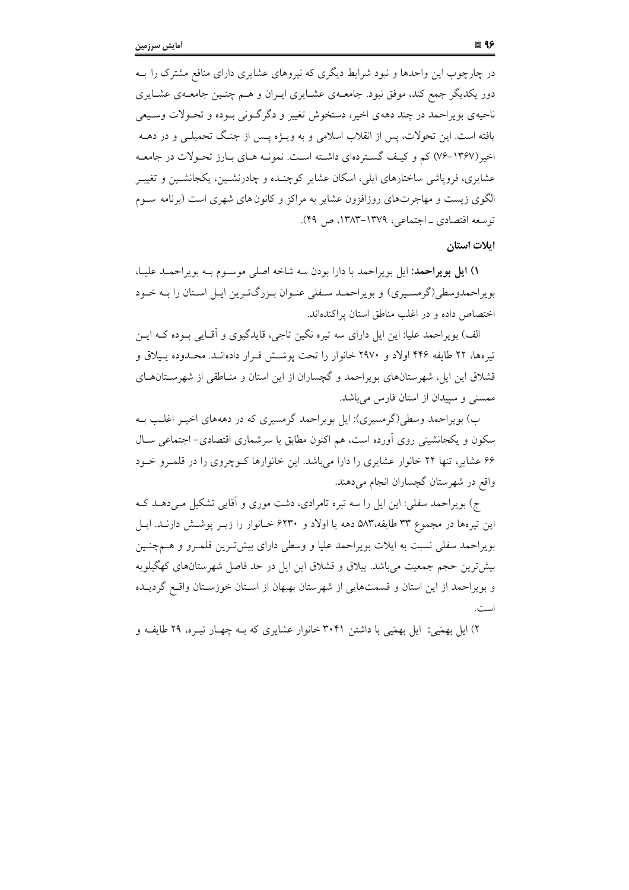در چارچوب این واحدها و نبود شرایط دیگری که نیروهای عشایری دارای منافع مشترک را بـه دور یکدیگر جمع کند، موفق نبود. جامعـه‌ی عشـایری ایـران و هـم چنـین جامعـه‌ی عشـایری ناحیه‌ی بویراحمد در چند دهه‌ی اخیر، دستخوش تغییر و دگرگـونی بـوده و تحـولات وسـیعی یافته است. این تحولات، پس از انقلاب اسلامی و به ویـژه پـس از جنـگ تحمیلـی و در دهـه اخیر(۱۳۶۷-۷۶) کم و کیـف گسـترده‌ای داشـته اسـت. نمونـه هـای بـارز تحـولات در جامعـه عشایری، فروپاشی ساختارهای ایلی، اسکان عشایر کوچنـده و چادرنشـین، یکجانشـین و تغییـر الگوی زیست و مهاجرت‌های روزافزون عشایر به مراکز و کانون‌های شهری است (برنامه سـوم توسعه اقتصادی ـ اجتماعی، ۱۳۷۹-۱۳۸۳، ص ۴۹).

**ایلات استان**

۱) **ایل بویراحمد**: ایل بویراحمد با دارا بودن سه شاخه اصلی موسـوم بـه بویراحمـد علیـا، بویراحمدوسطی(گرمسـیری) و بویراحمـد سـفلی عنـوان بـزرگ‌تـرین ایـل اسـتان را بـه خـود اختصاص داده و در اغلب مناطق استان پراکنده‌اند.

الف) بویراحمد علیا: این ایل دارای سه تیره نگین تاجی، قایدگیوی و آقـایی بـوده کـه ایـن تیره‌ها، ۲۲ طایفه ۴۴۶ اولاد و ۲۹۷۰ خانوار را تحت پوشـش قـرار داده‌انـد. محـدوده یـیلاق و قشلاق این ایل، شهرستان‌های بویراحمد و گچساران از این استان و منـاطقی از شهرسـتان‌هـای ممسنی و سپیدان از استان فارس می‌باشد.

ب) بویراحمد وسطی(گرمسیری): ایل بویراحمد گرمسیری که در دهه‌های اخیـر اغلـب بـه سکون و یکجانشینی روی آورده است، هم اکنون مطابق با سرشماری اقتصادی- اجتماعی سـال ۶۶ عشایر، تنها ۲۲ خانوار عشایری را دارا می‌باشد. این خانوارها کـوچروی را در قلمـرو خـود واقع در شهرستان گچساران انجام می‌دهند.

ج) بویراحمد سفلی: این ایل را سه تیره تامرادی، دشت موری و آقایی تشکیل مـی‌دهـد کـه این تیره‌ها در مجموع ۳۳ طایفه،۵۸۳ دهه یا اولاد و ۶۲۳۰ خـانوار را زیـر پوشـش دارنـد. ایـل بویراحمد سفلی نسبت به ایلات بویراحمد علیا و وسطی دارای بیش‌تـرین قلمـرو و هـم‌چنـین بیش‌ترین حجم جمعیت می‌باشد. ییلاق و قشلاق این ایل در حد فاصل شهرستان‌های کهگیلویه و بویراحمد از این استان و قسمت‌هایی از شهرستان بهبهان از اسـتان خوزسـتان واقـع گردیـده است.

۲) ایل بهمَیی: ایل بهمَیی با داشتن ۳۰۴۱ خانوار عشایری که بـه چهـار تیـره، ۲۹ طایفـه و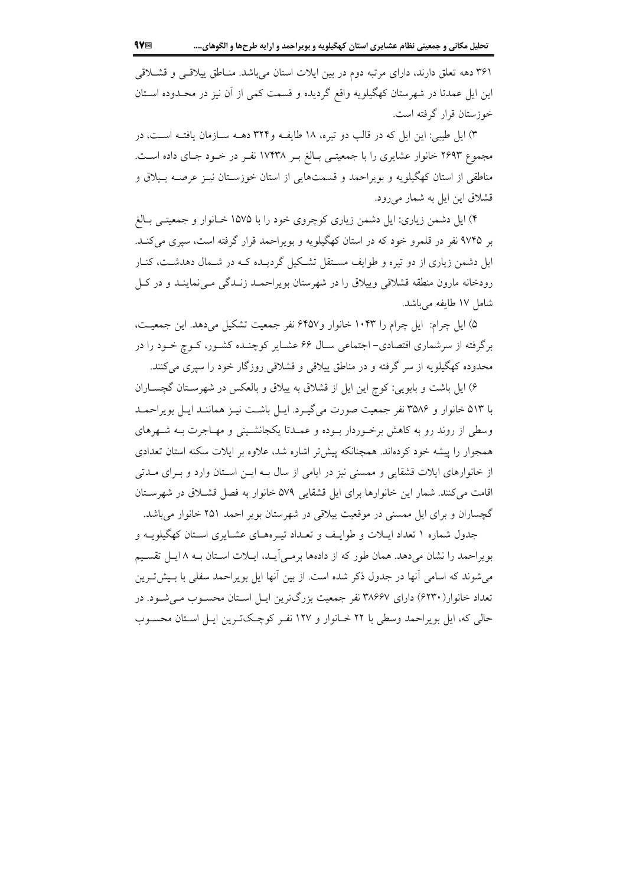۳۶۱ دهه تعلق دارند، دارای مرتبه دوم در بین ایلات استان می‌باشد. مناطق ییلاقی و قشلاقی این ایل عمدتا در شهرستان کهگیلویه واقع گردیده و قسمت کمی از آن نیز در محدوده استان خوزستان قرار گرفته است.

۳) ایل طیبی: این ایل که در قالب دو تیره، ۱۸ طایفه و۳۲۴ دهه سازمان یافته است، در مجموع ۲۶۹۳ خانوار عشایری را با جمعیتی بالغ بر ۱۷۴۳۸ نفر در خود جای داده است. مناطقی از استان کهگیلویه و بویراحمد و قسمت‌هایی از استان خوزستان نیز عرصه ییلاق و قشلاق این ایل به شمار می‌رود.

۴) ایل دشمن زیاری: ایل دشمن زیاری کوچروی خود را با ۱۵۷۵ خانوار و جمعیتی بالغ بر ۹۷۴۵ نفر در قلمرو خود که در استان کهگیلویه و بویراحمد قرار گرفته است، سپری می‌کند. ایل دشمن زیاری از دو تیره و طوایف مستقل تشکیل گردیده که در شمال دهدشت، کنار رودخانه مارون منطقه قشلاقی وییلاق را در شهرستان بویراحمد زندگی می‌نمایند و در کل شامل ۱۷ طایفه می‌باشد.

۵) ایل چرام: ایل چرام را ۱۰۴۳ خانوار و۶۴۵۷ نفر جمعیت تشکیل می‌دهد. این جمعیت، برگرفته از سرشماری اقتصادی- اجتماعی سال ۶۶ عشایر کوچنده کشور، کوچ خود را در محدوده کهگیلویه از سر گرفته و در مناطق ییلاقی و قشلاقی روزگار خود را سپری می‌کنند.

۶) ایل باشت و بابویی: کوچ این ایل از قشلاق به ییلاق و بالعکس در شهرستان گچساران با ۵۱۳ خانوار و ۳۵۸۶ نفر جمعیت صورت می‌گیرد. ایل باشت نیز همانند ایل بویراحمد وسطی از روند رو به کاهش برخوردار بوده و عمدتا یکجانشینی و مهاجرت به شهرهای همجوار را پیشه خود کرده‌اند. همچنانکه پیش‌تر اشاره شد، علاوه بر ایلات سکنه استان تعدادی از خانوارهای ایلات قشقایی و ممسنی نیز در ایامی از سال به این استان وارد و برای مدتی اقامت می‌کنند. شمار این خانوارها برای ایل قشقایی ۵۷۹ خانوار به فصل قشلاق در شهرستان گچساران و برای ایل ممسنی در موقعیت ییلاقی در شهرستان بویر احمد ۲۵۱ خانوار می‌باشد.

جدول شماره ۱ تعداد ایلات و طوایف و تعداد تیره‌های عشایری استان کهگیلویه و بویراحمد را نشان می‌دهد. همان طور که از داده‌ها برمی‌آید، ایلات استان به ۸ ایل تقسیم می‌شوند که اسامی آنها در جدول ذکر شده است. از بین آنها ایل بویراحمد سفلی با بیش‌ترین تعداد خانوار(۶۲۳۰) دارای ۳۸۶۶۷ نفر جمعیت بزرگ‌ترین ایل استان محسوب می‌شود. در حالی که، ایل بویراحمد وسطی با ۲۲ خانوار و ۱۲۷ نفر کوچک‌ترین ایل استان محسوب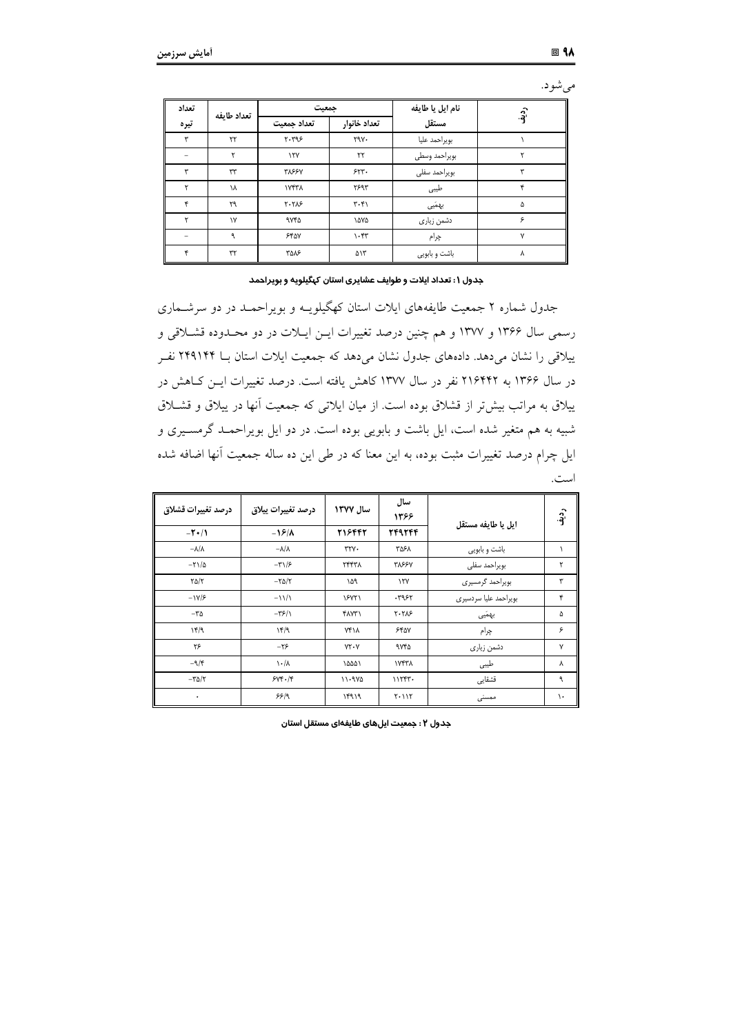می‌شود.

| ردیف | نام ایل یا طایفه مستقل | جمعیت | | تعداد طایفه | تعداد تیره |
|---|---|---|---|---|---|
| | | تعداد خانوار | تعداد جمعیت | | |
| ۱ | بویراحمد علیا | ۲۹۷۰ | ۲۰۳۹۶ | ۲۲ | ۳ |
| ۲ | بویراحمد وسطی | ۲۲ | ۱۲۷ | ۲ | – |
| ۳ | بویراحمد سفلی | ۶۲۳۰ | ۳۸۶۶۷ | ۳۳ | ۳ |
| ۴ | طیبی | ۲۶۹۳ | ۱۷۴۳۸ | ۱۸ | ۲ |
| ۵ | بهمَیی | ۳۰۴۱ | ۲۰۲۸۶ | ۲۹ | ۴ |
| ۶ | دشمن زیاری | ۱۵۷۵ | ۹۷۴۵ | ۱۷ | ۲ |
| ۷ | چرام | ۱۰۴۳ | ۶۴۵۷ | ۹ | – |
| ۸ | باشت و بابویی | ۵۱۳ | ۳۵۸۶ | ۳۲ | ۴ |

**جدول ۱: تعداد ایلات و طوایف عشایری استان کهگیلویه و بویراحمد**

جدول شماره ۲ جمعیت طایفه‌های ایلات استان کهگیلویه و بویراحمد در دو سرشماری رسمی سال ۱۳۶۶ و ۱۳۷۷ و هم چنین درصد تغییرات این ایلات در دو محدوده قشلاقی و ییلاقی را نشان می‌دهد. داده‌های جدول نشان می‌دهد که جمعیت ایلات استان با ۲۴۹۱۴۴ نفر در سال ۱۳۶۶ به ۲۱۶۴۴۲ نفر در سال ۱۳۷۷ کاهش یافته است. درصد تغییرات این کاهش در ییلاق به مراتب بیش‌تر از قشلاق بوده است. از میان ایلاتی که جمعیت آنها در ییلاق و قشلاق شبیه به هم متغیر شده است، ایل باشت و بابویی بوده است. در دو ایل بویراحمد گرمسیری و ایل چرام درصد تغییرات مثبت بوده، به این معنا که در طی این ده ساله جمعیت آنها اضافه شده است.

| ردیف | ایل یا طایفه مستقل | سال ۱۳۶۶ | سال ۱۳۷۷ | درصد تغییرات ییلاق | درصد تغییرات قشلاق |
|---|---|---|---|---|---|
| | | **۲۴۹۱۴۴** | **۲۱۶۴۴۲** | **‎-۱۶/۸** | **‎-۲۰/۱** |
| ۱ | باشت و بابویی | ۳۵۶۸ | ۳۲۷۰ | ‎-۸/۸ | ‎-۸/۸ |
| ۲ | بویراحمد سفلی | ۳۸۶۶۷ | ۲۴۴۳۸ | ‎-۳۱/۶ | ‎-۲۱/۵ |
| ۳ | بویراحمد گرمسیری | ۱۲۷ | ۱۵۹ | ‎-۲۵/۲ | ۲۵/۲ |
| ۴ | بویراحمد علیا سردسیری | ۰۳۹۶۲ | ۱۶۷۲۱ | ‎-۱۱/۱ | ‎-۱۷/۶ |
| ۵ | بهمَیی | ۲۰۲۸۶ | ۴۸۷۳۱ | ‎-۳۶/۱ | ‎-۳۵ |
| ۶ | چرام | ۶۴۵۷ | ۷۴۱۸ | ۱۴/۹ | ۱۴/۹ |
| ۷ | دشمن زیاری | ۹۷۴۵ | ۷۲۰۷ | ‎-۲۶ | ۲۶ |
| ۸ | طیبی | ۱۷۴۳۸ | ۱۵۵۵۱ | ۱۰/۸ | ‎-۹/۴ |
| ۹ | قشقایی | ۱۱۲۴۳۰ | ۱۱۰۹۷۵ | ۶۷۴۰/۴ | ‎-۳۵/۲ |
| ۱۰ | ممسنی | ۲۰۱۱۲ | ۱۴۹۱۹ | ۶۶/۹ | ۰ |

**جدول ۲ : جمعیت ایل‌های طایفه‌ای مستقل استان**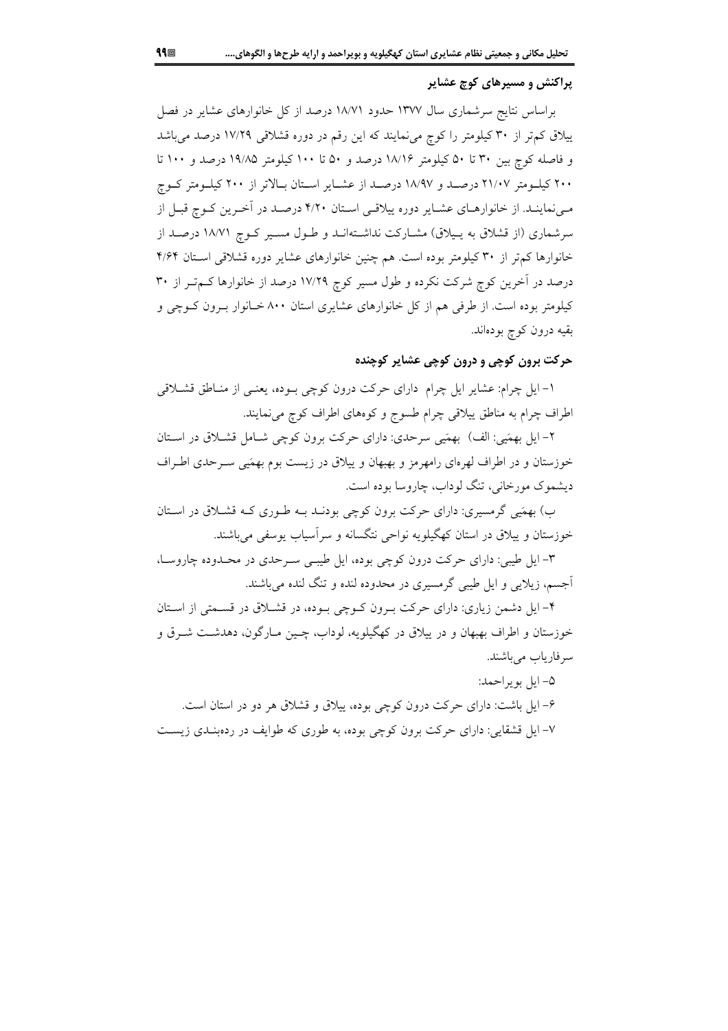## پراکنش و مسیرهای کوچ عشایر

براساس نتایج سرشماری سال ۱۳۷۷ حدود ۱۸/۷۱ درصد از کل خانوارهای عشایر در فصل ییلاق کم‌تر از ۳۰ کیلومتر را کوچ می‌نمایند که این رقم در دوره قشلاقی ۱۷/۲۹ درصد می‌باشد و فاصله کوچ بین ۳۰ تا ۵۰ کیلومتر ۱۸/۱۶ درصد و ۵۰ تا ۱۰۰ کیلومتر ۱۹/۸۵ درصد و ۱۰۰ تا ۲۰۰ کیلومتر ۲۱/۰۷ درصد و ۱۸/۹۷ درصد از عشایر استان بالاتر از ۲۰۰ کیلومتر کوچ می‌نمایند. از خانوارهای عشایر دوره ییلاقی استان ۴/۲۰ درصد در آخرین کوچ قبل از سرشماری (از قشلاق به ییلاق) مشارکت نداشته‌اند و طول مسیر کوچ ۱۸/۷۱ درصد از خانوارها کم‌تر از ۳۰ کیلومتر بوده است. هم چنین خانوارهای عشایر دوره قشلاقی استان ۴/۶۴ درصد در آخرین کوچ شرکت نکرده و طول مسیر کوچ ۱۷/۲۹ درصد از خانوارها کم‌تر از ۳۰ کیلومتر بوده است. از طرفی هم از کل خانوارهای عشایری استان ۸۰۰ خانوار برون کوچی و بقیه درون کوچ بوده‌اند.

## حرکت برون کوچی و درون کوچی عشایر کوچنده

۱- ایل چرام: عشایر ایل چرام دارای حرکت درون کوچی بوده، یعنی از مناطق قشلاقی اطراف چرام به مناطق ییلاقی چرام طسوج و کوه‌های اطراف کوچ می‌نمایند.

۲- ایل بهمَیی: الف) بهمَیی سرحدی: دارای حرکت برون کوچی شامل قشلاق در استان خوزستان و در اطراف لهره‌ای رامهرمز و ببهبان و ییلاق در زیست بوم بهمَیی سرحدی اطراف دیشموک مورخانی، تنگ لوداب، چاروسا بوده است.

ب) بهمَیی گرمسیری: دارای حرکت برون کوچی بودند به طوری که قشلاق در استان خوزستان و ییلاق در استان کهگیلویه نواحی تنگسانه و سرآسیاب یوسفی می‌باشند.

۳- ایل طیبی: دارای حرکت درون کوچی بوده، ایل طیبی سرحدی در محدوده چاروسا، آجسم، زیلایی و ایل طیبی گرمسیری در محدوده لنده و تنگ لنده می‌باشند.

۴- ایل دشمن زیاری: دارای حرکت برون کوچی بوده، در قشلاق در قسمتی از استان خوزستان و اطراف بهبهان و در ییلاق در کهگیلویه، لوداب، چین مارگون، دهدشت شرق و سرفاریاب می‌باشند.

۵- ایل بویراحمد:

۶- ایل باشت: دارای حرکت درون کوچی بوده، ییلاق و قشلاق هر دو در استان است.

۷- ایل قشقایی: دارای حرکت برون کوچی بوده، به طوری که طوایف در رده‌بندی زیست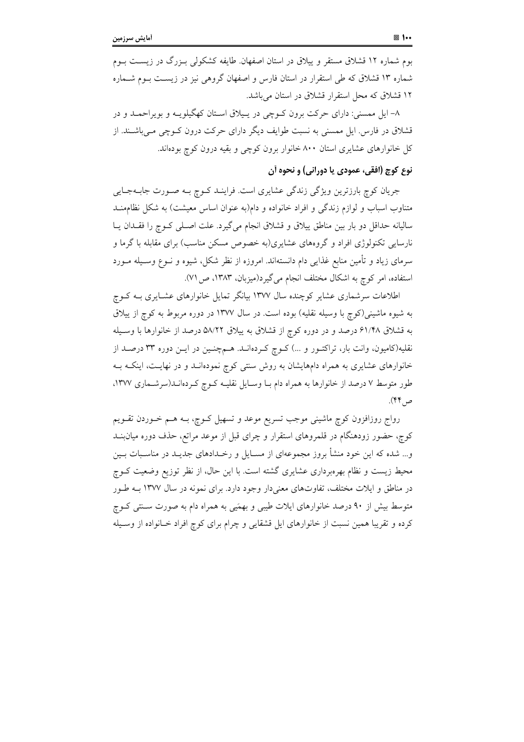بوم شماره ۱۲ قشلاق مستقر و ییلاق در استان اصفهان. طایفه کشکولی بزرگ در زیست بوم شماره ۱۳ قشلاق که طی استقرار در استان فارس و اصفهان گروهی نیز در زیست بوم شماره ۱۲ قشلاق که محل استقرار قشلاق در استان می‌باشد.

۸- ایل ممسنی: دارای حرکت برون کوچی در ییلاق استان کهگیلویه و بویراحمد و در قشلاق در فارس. ایل ممسنی به نسبت طوایف دیگر دارای حرکت درون کوچی می‌باشند. از کل خانوارهای عشایری استان ۸۰۰ خانوار برون کوچی و بقیه درون کوچ بوده‌اند.

### نوع کوچ (افقی، عمودی یا دورانی) و نحوه آن

جریان کوچ بارزترین ویژگی زندگی عشایری است. فرایند کوچ به صورت جابه‌جایی متناوب اسباب و لوازم زندگی و افراد خانواده و دام(به عنوان اساس معیشت) به شکل نظام‌مند سالیانه حداقل دو بار بین مناطق ییلاق و قشلاق انجام می‌گیرد. علت اصلی کوچ را فقدان یا نارسایی تکنولوژی افراد و گروه‌های عشایری(به خصوص مسکن مناسب) برای مقابله با گرما و سرمای زیاد و تأمین منابع غذایی دام دانسته‌اند. امروزه از نظر شکل، شیوه و نوع وسیله مورد استفاده، امر کوچ به اشکال مختلف انجام می‌گیرد(میزبان، ۱۳۸۳، ص۷۱).

اطلاعات سرشماری عشایر کوچنده سال ۱۳۷۷ بیانگر تمایل خانوارهای عشایری به کوچ به شیوه ماشینی(کوچ با وسیله نقلیه) بوده است. در سال ۱۳۷۷ در دوره مربوط به کوچ از ییلاق به قشلاق ۶۱/۴۸ درصد و در دوره کوچ از قشلاق به ییلاق ۵۸/۲۲ درصد از خانوارها با وسیله نقلیه(کامیون، وانت بار، تراکتور و ...) کوچ کرده‌اند. همچنین در این دوره ۳۳ درصد از خانوارهای عشایری به همراه دام‌هایشان به روش سنتی کوچ نموده‌اند و در نهایت، اینکه به طور متوسط ۷ درصد از خانوارها به همراه دام با وسایل نقلیه کوچ کرده‌اند(سرشماری ۱۳۷۷، ص۴۴).

رواج روزافزون کوچ ماشینی موجب تسریع موعد و تسهیل کوچ، به هم خوردن تقویم کوچ، حضور زودهنگام در قلمروهای استقرار و چرای قبل از موعد مراتع، حذف دوره میان‌بند و... شده که این خود منشأ بروز مجموعه‌ای از مسایل و رخدادهای جدید در مناسبات بین محیط زیست و نظام بهره‌برداری عشایری گشته است. با این حال، از نظر توزیع وضعیت کوچ در مناطق و ایلات مختلف، تفاوت‌های معنی‌دار وجود دارد. برای نمونه در سال ۱۳۷۷ به طور متوسط بیش از ۹۰ درصد خانوارهای ایلات طیبی و بهمَیی به همراه دام به صورت سنتی کوچ کرده و تقریبا همین نسبت از خانوارهای ایل قشقایی و چرام برای کوچ افراد خانواده از وسیله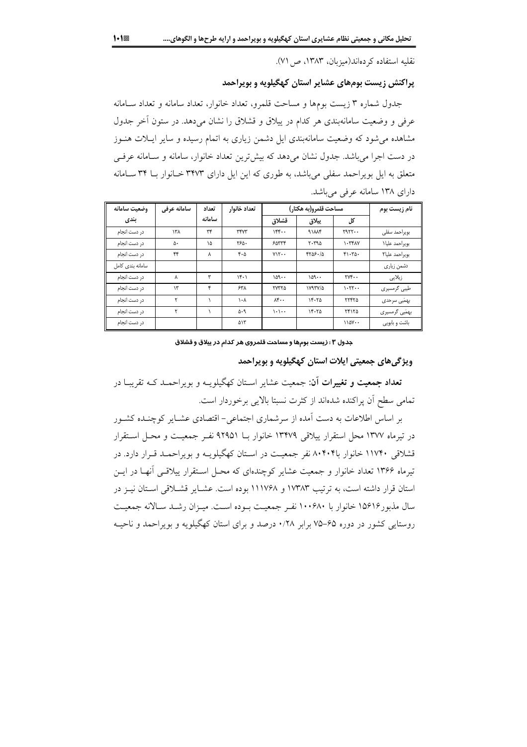نقلیه استفاده کرده‌اند(میزبان، ۱۳۸۳، ص ۷۱).

## پراکنش زیست بوم‌های عشایر استان کهگیلویه و بویراحمد

جدول شماره ۳ زیست بوم‌ها و مساحت قلمرو، تعداد خانوار، تعداد سامانه و تعداد سامانه عرفی و وضعیت سامانه‌بندی هر کدام در ییلاق و قشلاق را نشان می‌دهد. در ستون آخر جدول مشاهده می‌شود که وضعیت سامانه‌بندی ایل دشمن زیاری به اتمام رسیده و سایر ایلات هنوز در دست اجرا می‌باشد. جدول نشان می‌دهد که بیش‌ترین تعداد خانوار، سامانه و سامانه عرفی متعلق به ایل بویراحمد سفلی می‌باشد، به طوری که این ایل دارای ۳۴۷۳ خانوار با ۳۴ سامانه دارای ۱۳۸ سامانه عرفی می‌باشد.

| نام زیست بوم | مساحت قلمرو(به هکتار) | | | تعداد خانوار | تعداد سامانه | سامانه عرفی | وضعیت سامانه بندی |
|---|---|---|---|---|---|---|---|
| | کل | ییلاق | قشلاق | | | | |
| بویراحمد سفلی | ۲۹۲۲۰۰ | ۹۱۸۸۴ | ۱۴۴۰۰ | ۳۴۷۳ | ۳۴ | ۱۳۸ | در دست انجام |
| بویراحمد علیا۱ | ۱۰۳۴۸۷ | ۲۰۳۹۵ | ۶۵۳۳۴ | ۲۶۵۰ | ۱۵ | ۵۰ | در دست انجام |
| بویراحمد علیا۲ | ۴۱۰۳۵۰ | ۴۲۵۶۰/۵ | ۷۱۲۰۰ | ۴۰۵ | ۸ | ۴۴ | در دست انجام |
| دشمن زیاری | | | | | | | سامانه بندی کامل |
| زیلایی | ۲۷۴۰۰ | ۱۵۹۰۰ | ۱۵۹۰۰ | ۱۴۰۱ | ۳ | ۸ | در دست انجام |
| طیبی گرمسیری | ۱۰۲۲۰۰ | ۱۷۹۳۷/۵ | ۲۷۳۲۵ | ۶۳۸ | ۴ | ۱۳ | در دست انجام |
| بهمّیی سرحدی | ۲۲۴۲۵ | ۱۴۰۲۵ | ۸۴۰۰ | ۱۰۸ | ۱ | ۲ | در دست انجام |
| بهمّیی گرمسیری | ۲۴۱۲۵ | ۱۴۰۲۵ | ۱۰۱۰۰ | ۵۰۹ | ۱ | ۲ | در دست انجام |
| باشت و بابویی | ۱۱۵۷۰۰ | | | ۵۱۳ | | | در دست انجام |

**جدول ۳ : زیست بوم‌ها و مساحت قلمروی هر کدام در ییلاق و قشلاق**

## ویژگی‌های جمعیتی ایلات استان کهگیلویه و بویراحمد

**تعداد جمعیت و تغییرات آن:** جمعیت عشایر استان کهگیلویه و بویراحمد که تقریبا در تمامی سطح آن پراکنده شده‌اند از کثرت نسبتا بالایی برخوردار است.

بر اساس اطلاعات به دست آمده از سرشماری اجتماعی- اقتصادی عشایر کوچنده کشور در تیرماه ۱۳۷۷ محل استقرار ییلاقی ۱۳۴۷۹ خانوار با ۹۲۹۵۱ نفر جمعیت و محل استقرار قشلاقی ۱۱۷۴۰ خانوار با۸۰۴۰۴ نفر جمعیت در استان کهگیلویه و بویراحمد قرار دارد. در تیرماه ۱۳۶۶ تعداد خانوار و جمعیت عشایر کوچنده‌ای که محل استقرار ییلاقی آنها در این استان قرار داشته است، به ترتیب ۱۷۳۸۳ و ۱۱۱۷۶۸ بوده است. عشایر قشلاقی استان نیز در سال مذبور۱۵۶۱۶ خانوار با ۱۰۰۶۸۰ نفر جمعیت بوده است. میزان رشد سالانه جمعیت روستایی کشور در دوره ۶۵-۷۵ برابر ۰/۲۸ درصد و برای استان کهگیلویه و بویراحمد و ناحیه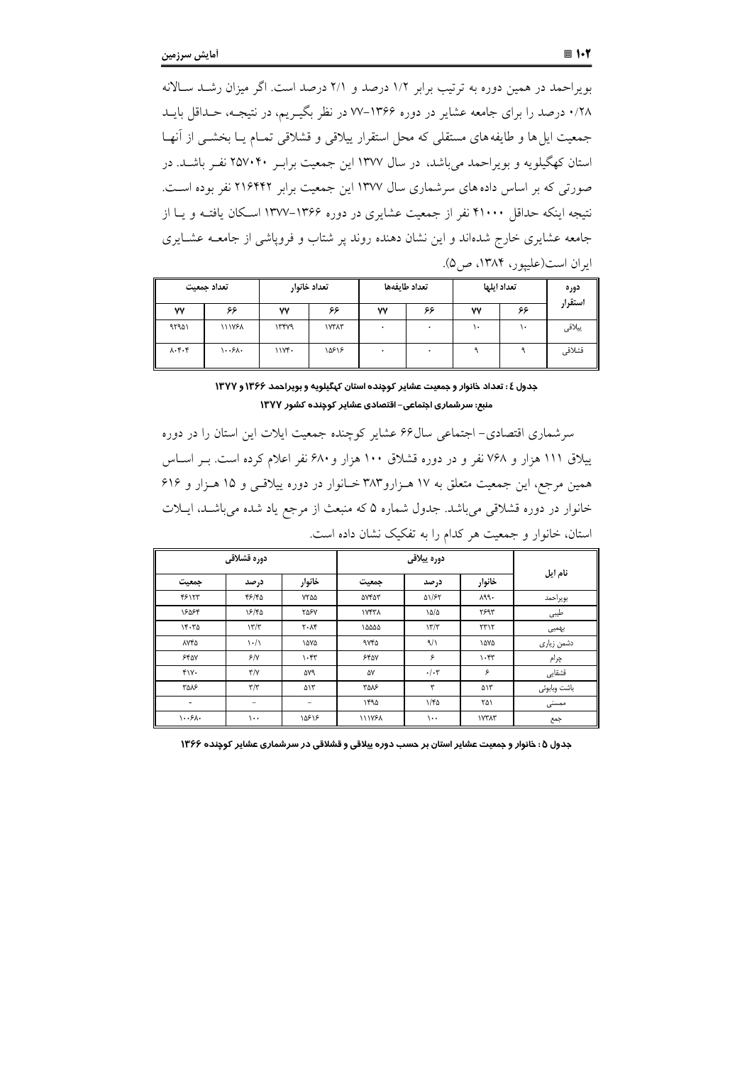بویراحمد در همین دوره به ترتیب برابر ۱/۲ درصد و ۲/۱ درصد است. اگر میزان رشـد سـالانه ۰/۲۸ درصد را برای جامعه عشایر در دوره ۱۳۶۶–۷۷ در نظر بگیـریم، در نتیجـه، حـداقل بایـد جمعیت ایل‌ها و طایفه‌های مستقلی که محل استقرار ییلاقی و قشلاقی تمـام یـا بخشـی از آنهـا استان کهگیلویه و بویراحمد می‌باشد، در سال ۱۳۷۷ این جمعیت برابـر ۲۵۷۰۴۰ نفـر باشـد. در صورتی که بر اساس داده‌های سرشماری سال ۱۳۷۷ این جمعیت برابر ۲۱۶۴۴۲ نفر بوده اسـت. نتیجه اینکه حداقل ۴۱۰۰۰ نفر از جمعیت عشایری در دوره ۱۳۶۶–۱۳۷۷ اسـکان یافتـه و یـا از جامعه عشایری خارج شده‌اند و این نشان دهنده روند پر شتاب و فروپاشی از جامعـه عشـایری ایران است(علیپور، ۱۳۸۴، ص۵).

| دوره استقرار | تعداد ایلها | | تعداد طایفه‌ها | | تعداد خانوار | | تعداد جمعیت | |
|---|---|---|---|---|---|---|---|---|
| | ۶۶ | ۷۷ | ۶۶ | ۷۷ | ۶۶ | ۷۷ | ۶۶ | ۷۷ |
| ییلاقی | ۱۰ | ۱۰ | ۰ | ۰ | ۱۷۳۸۳ | ۱۳۴۷۹ | ۱۱۱۷۶۸ | ۹۲۹۵۱ |
| قشلاقی | ۹ | ۹ | ۰ | ۰ | ۱۵۶۱۶ | ۱۱۷۴۰ | ۱۰۰۶۸۰ | ۸۰۴۰۴ |

**جدول ٤ : تعداد خانوار و جمعیت عشایر کوچنده استان کهگیلویه و بویراحمد ۱۳۶۶ و ۱۳۷۷**

**منبع: سرشماری اجتماعی- اقتصادی عشایر کوچنده کشور ۱۳۷۷**

سرشماری اقتصادی- اجتماعی سال۶۶ عشایر کوچنده جمعیت ایلات این استان را در دوره ییلاق ۱۱۱ هزار و ۷۶۸ نفر و در دوره قشلاق ۱۰۰ هزار و۶۸۰ نفر اعلام کرده است. بـر اسـاس همین مرجع، این جمعیت متعلق به ۱۷ هـزارو۳۸۳ خـانوار در دوره ییلاقـی و ۱۵ هـزار و ۶۱۶ خانوار در دوره قشلاقی می‌باشد. جدول شماره ۵ که منبعث از مرجع یاد شده می‌باشـد، ایـلات استان، خانوار و جمعیت هر کدام را به تفکیک نشان داده است.

| نام ایل | دوره ییلاقی | | | دوره قشلاقی | | |
|---|---|---|---|---|---|---|
| | خانوار | درصد | جمعیت | خانوار | درصد | جمعیت |
| بویراحمد | ۸۹۹۰ | ۵۱/۶۲ | ۵۷۴۵۳ | ۷۲۵۵ | ۴۶/۴۵ | ۴۶۱۲۳ |
| طیبی | ۲۶۹۳ | ۱۵/۵ | ۱۷۴۳۸ | ۲۵۶۷ | ۱۶/۴۵ | ۱۶۵۶۴ |
| بهمیی | ۲۳۱۲ | ۱۳/۳ | ۱۵۵۵۵ | ۲۰۸۴ | ۱۳/۳ | ۱۴۰۳۵ |
| دشمن زیاری | ۱۵۷۵ | ۹/۱ | ۹۷۴۵ | ۱۵۷۵ | ۱۰/۱ | ۸۷۴۵ |
| چرام | ۱۰۴۳ | ۶ | ۶۴۵۷ | ۱۰۴۳ | ۶/۷ | ۶۴۵۷ |
| قشقایی | ۶ | ۰/۰۳ | ۵۷ | ۵۷۹ | ۳/۷ | ۴۱۷۰ |
| باشت وبابوئی | ۵۱۳ | ۳ | ۳۵۸۶ | ۵۱۳ | ۳/۳ | ۳۵۸۶ |
| ممسنی | ۲۵۱ | ۱/۴۵ | ۱۴۹۵ | – | – | – |
| جمع | ۱۷۳۸۳ | ۱۰۰ | ۱۱۱۷۶۸ | ۱۵۶۱۶ | ۱۰۰ | ۱۰۰۶۸۰ |

**جدول ۵ : خانوار و جمعیت عشایر استان بر حسب دوره ییلاقی و قشلاقی در سرشماری عشایر کوچنده ۱۳۶۶**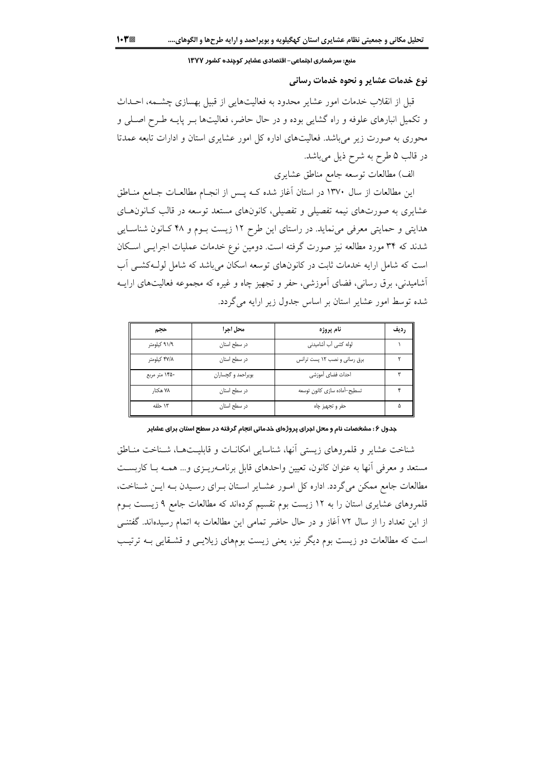منبع: سرشماری اجتماعی- اقتصادی عشایر کوچنده کشور ۱۳۷۷

## نوع خدمات عشایر و نحوه خدمات رسانی

قبل از انقلاب خدمات امور عشایر محدود به فعالیت‌هایی از قبیل بهسازی چشمه، احداث و تکمیل انبارهای علوفه و راه گشایی بوده و در حال حاضر، فعالیت‌ها بر پایه طرح اصلی و محوری به صورت زیر می‌باشد. فعالیت‌های اداره کل امور عشایری استان و ادارات تابعه عمدتا در قالب ۵ طرح به شرح ذیل می‌باشد.

الف) مطالعات توسعه جامع مناطق عشایری

این مطالعات از سال ۱۳۷۰ در استان آغاز شده که پس از انجام مطالعات جامع مناطق عشایری به صورت‌های نیمه تفصیلی و تفصیلی، کانون‌های مستعد توسعه در قالب کانون‌های هدایتی و حمایتی معرفی می‌نماید. در راستای این طرح ۱۲ زیست بوم و ۴۸ کانون شناسایی شدند که ۳۴ مورد مطالعه نیز صورت گرفته است. دومین نوع خدمات عملیات اجرایی اسکان است که شامل ارایه خدمات ثابت در کانون‌های توسعه اسکان می‌باشد که شامل لوله‌کشی آب آشامیدنی، برق رسانی، فضای آموزشی، حفر و تجهیز چاه و غیره که مجموعه فعالیت‌های ارایه شده توسط امور عشایر استان بر اساس جدول زیر ارایه می‌گردد.

| ردیف | نام پروژه | محل اجرا | حجم |
|---|---|---|---|
| ۱ | لوله کشی آب آشامیدنی | در سطح استان | ۹۱/۹ کیلومتر |
| ۲ | برق رسانی و نصب ۱۲ پست ترانس | در سطح استان | ۴۷/۸ کیلومتر |
| ۳ | احداث فضای آموزشی | بویراحمد و گچساران | ۱۴۵۰ متر مربع |
| ۴ | تسطیح-آماده سازی کانون توسعه | در سطح استان | ۷۸ هکتار |
| ۵ | حفر و تجهیز چاه | در سطح استان | ۱۳ حلقه |

**جدول ۶: مشخصات نام و محل اجرای پروژه‌ای خدماتی انجام گرفته در سطح استان برای عشایر**

شناخت عشایر و قلمروهای زیستی آنها، شناسایی امکانات و قابلیت‌ها، شناخت مناطق مستعد و معرفی آنها به عنوان کانون، تعیین واحدهای قابل برنامه‌ریزی و... همه با کاربست مطالعات جامع ممکن می‌گردد. اداره کل امور عشایر استان برای رسیدن به این شناخت، قلمروهای عشایری استان را به ۱۲ زیست بوم تقسیم کرده‌اند که مطالعات جامع ۹ زیست بوم از این تعداد را از سال ۷۲ آغاز و در حال حاضر تمامی این مطالعات به اتمام رسیده‌اند. گفتنی است که مطالعات دو زیست بوم دیگر نیز، یعنی زیست بوم‌های زیلایی و قشقایی به ترتیب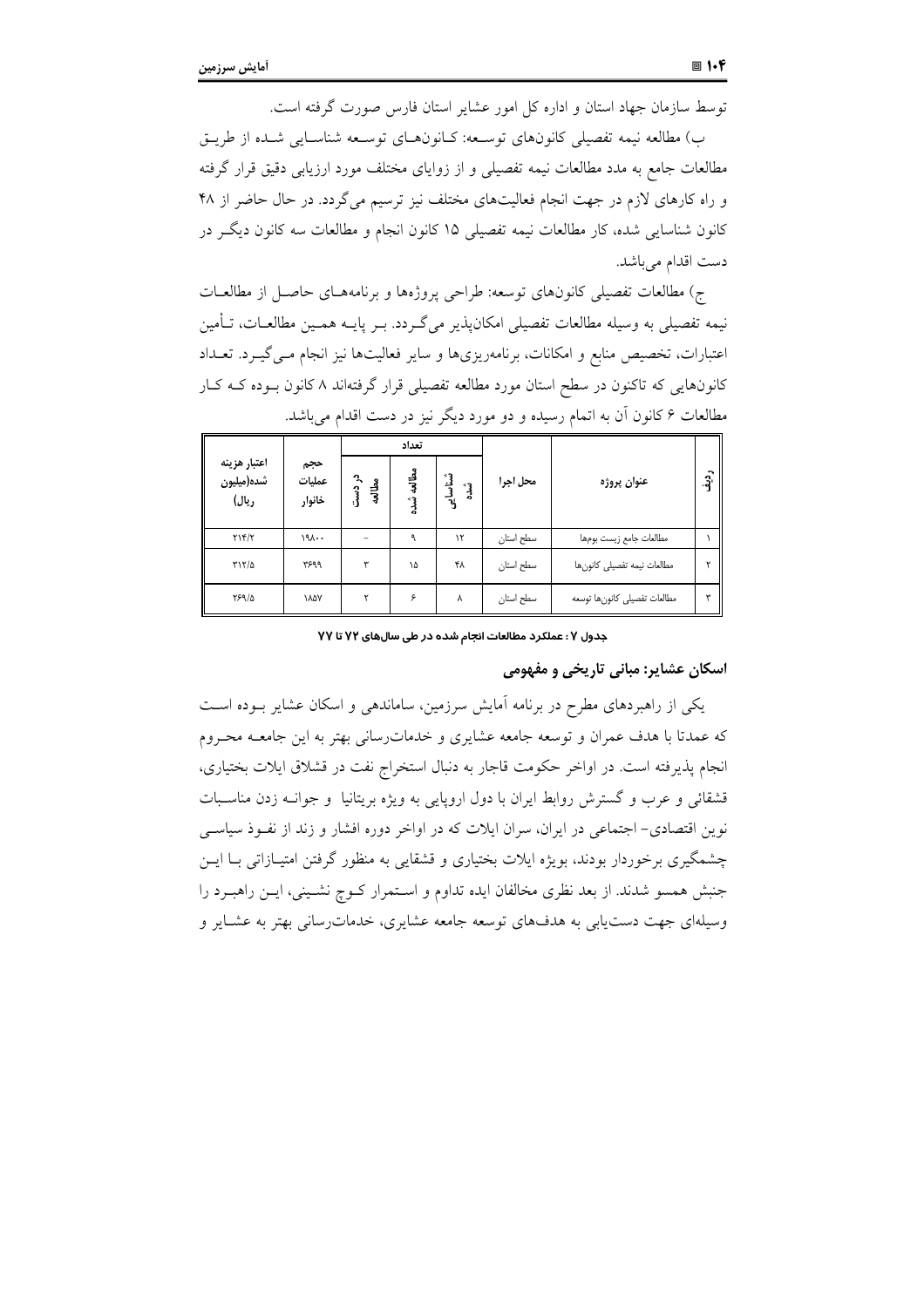توسط سازمان جهاد استان و اداره کل امور عشایر استان فارس صورت گرفته است.

ب) مطالعه نیمه تفصیلی کانون‌های توسعه: کانون‌های توسعه شناسایی شده از طریق مطالعات جامع به مدد مطالعات نیمه تفصیلی و از زوایای مختلف مورد ارزیابی دقیق قرار گرفته و راه کارهای لازم در جهت انجام فعالیت‌های مختلف نیز ترسیم می‌گردد. در حال حاضر از ۴۸ کانون شناسایی شده، کار مطالعات نیمه تفصیلی ۱۵ کانون انجام و مطالعات سه کانون دیگر در دست اقدام می‌باشد.

ج) مطالعات تفصیلی کانون‌های توسعه: طراحی پروژه‌ها و برنامه‌های حاصل از مطالعات نیمه تفصیلی به وسیله مطالعات تفصیلی امکان‌پذیر می‌گردد. بر پایه همین مطالعات، تأمین اعتبارات، تخصیص منابع و امکانات، برنامه‌ریزی‌ها و سایر فعالیت‌ها نیز انجام می‌گیرد. تعداد کانون‌هایی که تاکنون در سطح استان مورد مطالعه تفصیلی قرار گرفته‌اند ۸ کانون بوده که کار مطالعات ۶ کانون آن به اتمام رسیده و دو مورد دیگر نیز در دست اقدام می‌باشد.

| ردیف | عنوان پروژه | محل اجرا | تعداد | | | حجم عملیات خانوار | اعتبار هزینه شده(میلیون ریال) |
|---|---|---|---|---|---|---|---|
| | | | شناسایی شده | مطالعه شده | در دست مطالعه | | |
| ۱ | مطالعات جامع زیست بوم‌ها | سطح استان | ۱۲ | ۹ | – | ۱۹۸۰۰ | ۲۱۴/۲ |
| ۲ | مطالعات نیمه تفصیلی کانون‌ها | سطح استان | ۴۸ | ۱۵ | ۳ | ۳۶۹۹ | ۳۱۲/۵ |
| ۳ | مطالعات تفصیلی کانون‌ها توسعه | سطح استان | ۸ | ۶ | ۲ | ۱۸۵۷ | ۲۶۹/۵ |

**جدول ۷: عملکرد مطالعات انجام شده در طی سال‌های ۷۲ تا ۷۷**

## اسکان عشایر: مبانی تاریخی و مفهومی

یکی از راهبردهای مطرح در برنامه آمایش سرزمین، ساماندهی و اسکان عشایر بوده است که عمدتا با هدف عمران و توسعه جامعه عشایری و خدمات‌رسانی بهتر به این جامعه محروم انجام پذیرفته است. در اواخر حکومت قاجار به دنبال استخراج نفت در قشلاق ایلات بختیاری، قشقائی و عرب و گسترش روابط ایران با دول اروپایی به ویژه بریتانیا و جوانه زدن مناسبات نوین اقتصادی- اجتماعی در ایران، سران ایلات که در اواخر دوره افشار و زند از نفوذ سیاسی چشمگیری برخوردار بودند، بویژه ایلات بختیاری و قشقایی به منظور گرفتن امتیازاتی با این جنبش همسو شدند. از بعد نظری مخالفان ایده تداوم و استمرار کوچ نشینی، این راهبرد را وسیله‌ای جهت دست‌یابی به هدف‌های توسعه جامعه عشایری، خدمات‌رسانی بهتر به عشایر و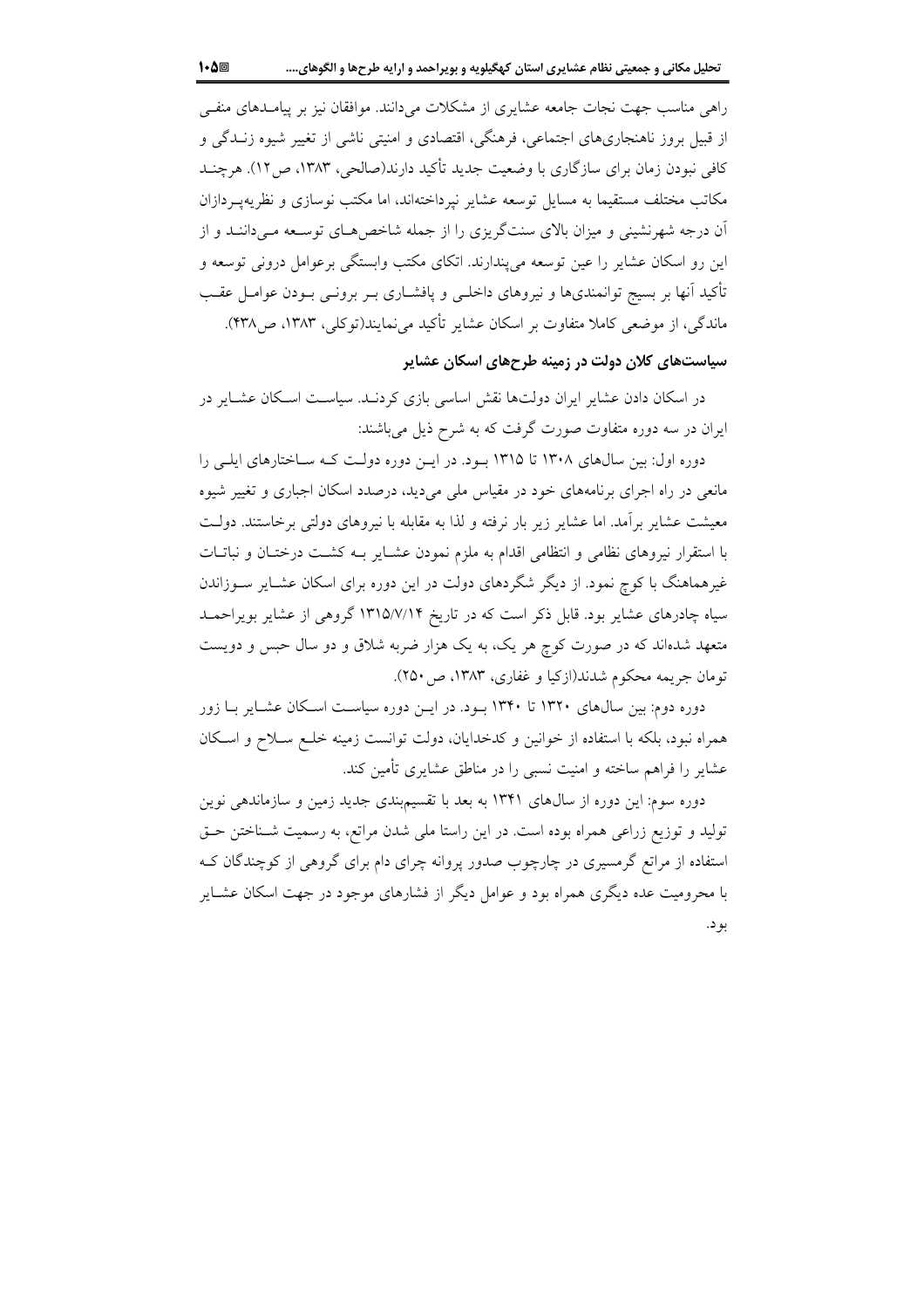راهی مناسب جهت نجات جامعه عشایری از مشکلات می‌دانند. موافقان نیز بر پیامدهای منفی از قبیل بروز ناهنجاری‌های اجتماعی، فرهنگی، اقتصادی و امنیتی ناشی از تغییر شیوه زندگی و کافی نبودن زمان برای سازگاری با وضعیت جدید تأکید دارند(صالحی، ۱۳۸۳، ص۱۲). هرچند مکاتب مختلف مستقیما به مسایل توسعه عشایر نپرداخته‌اند، اما مکتب نوسازی و نظریه‌پردازان آن درجه شهرنشینی و میزان بالای سنت‌گریزی را از جمله شاخص‌های توسعه می‌دانند و از این رو اسکان عشایر را عین توسعه می‌پندارند. اتکای مکتب وابستگی برعوامل درونی توسعه و تأکید آنها بر بسیج توانمندی‌ها و نیروهای داخلی و پافشاری بر برونی بودن عوامل عقب ماندگی، از موضعی کاملا متفاوت بر اسکان عشایر تأکید می‌نمایند(توکلی، ۱۳۸۳، ص۴۳۸).

## سیاستهای کلان دولت در زمینه طرح‌های اسکان عشایر

در اسکان دادن عشایر ایران دولت‌ها نقش اساسی بازی کردند. سیاست اسکان عشایر در ایران در سه دوره متفاوت صورت گرفت که به شرح ذیل می‌باشند:

دوره اول: بین سال‌های ۱۳۰۸ تا ۱۳۱۵ بود. در این دوره دولت که ساختارهای ایلی را مانعی در راه اجرای برنامه‌های خود در مقیاس ملی می‌دید، درصدد اسکان اجباری و تغییر شیوه معیشت عشایر برآمد. اما عشایر زیر بار نرفته و لذا به مقابله با نیروهای دولتی برخاستند. دولت با استقرار نیروهای نظامی و انتظامی اقدام به ملزم نمودن عشایر به کشت درختان و نباتات غیرهماهنگ با کوچ نمود. از دیگر شگردهای دولت در این دوره برای اسکان عشایر سوزاندن سیاه چادرهای عشایر بود. قابل ذکر است که در تاریخ ۱۳۱۵/۷/۱۴ گروهی از عشایر بویراحمد متعهد شده‌اند که در صورت کوچ هر یک، به یک هزار ضربه شلاق و دو سال حبس و دویست تومان جریمه محکوم شدند(ازکیا و غفاری، ۱۳۸۳، ص ۲۵۰).

دوره دوم: بین سال‌های ۱۳۲۰ تا ۱۳۴۰ بود. در این دوره سیاست اسکان عشایر با زور همراه نبود، بلکه با استفاده از خوانین و کدخدایان، دولت توانست زمینه خلع سلاح و اسکان عشایر را فراهم ساخته و امنیت نسبی را در مناطق عشایری تأمین کند.

دوره سوم: این دوره از سال‌های ۱۳۴۱ به بعد با تقسیم‌بندی جدید زمین و سازماندهی نوین تولید و توزیع زراعی همراه بوده است. در این راستا ملی شدن مراتع، به رسمیت شناختن حق استفاده از مراتع گرمسیری در چارچوب صدور پروانه چرای دام برای گروهی از کوچندگان که با محرومیت عده دیگری همراه بود و عوامل دیگر از فشارهای موجود در جهت اسکان عشایر بود.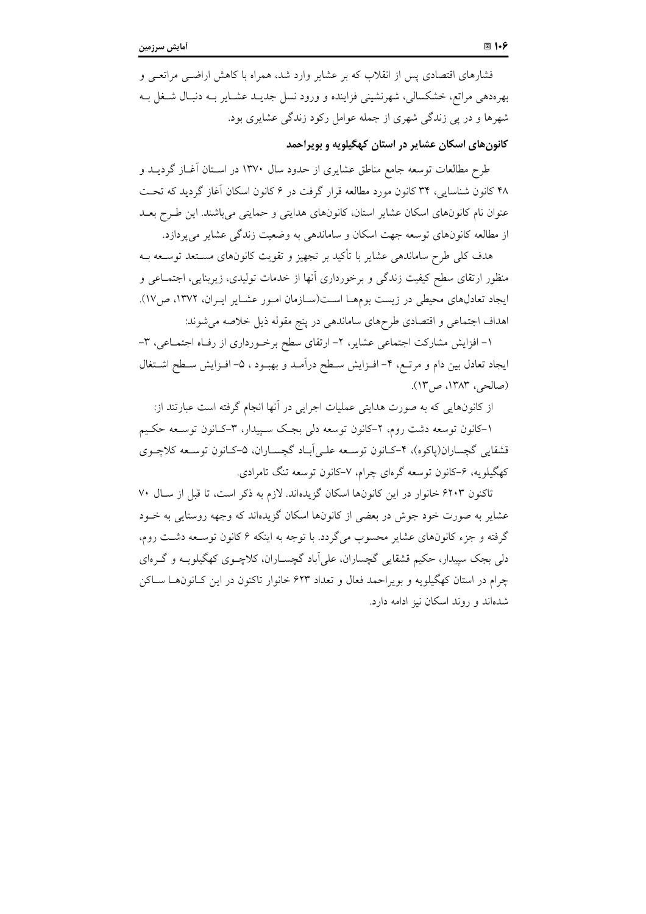فشارهای اقتصادی پس از انقلاب که بر عشایر وارد شد، همراه با کاهش اراضی مراتعی و بهره‌دهی مراتع، خشکسالی، شهرنشینی فزاینده و ورود نسل جدید عشایر به دنبال شغل به شهرها و در پی زندگی شهری از جمله عوامل رکود زندگی عشایری بود.

### کانون‌های اسکان عشایر در استان کهگیلویه و بویراحمد

طرح مطالعات توسعه جامع مناطق عشایری از حدود سال ۱۳۷۰ در استان آغاز گردید و ۴۸ کانون شناسایی، ۳۴ کانون مورد مطالعه قرار گرفت در ۶ کانون اسکان آغاز گردید که تحت عنوان نام کانون‌های اسکان عشایر استان، کانون‌های هدایتی و حمایتی می‌باشند. این طرح بعد از مطالعه کانون‌های توسعه جهت اسکان و ساماندهی به وضعیت زندگی عشایر می‌پردازد.

هدف کلی طرح ساماندهی عشایر با تأکید بر تجهیز و تقویت کانون‌های مستعد توسعه به منظور ارتقای سطح کیفیت زندگی و برخورداری آنها از خدمات تولیدی، زیربنایی، اجتماعی و ایجاد تعادل‌های محیطی در زیست بوم‌ها است(سازمان امور عشایر ایران، ۱۳۷۲، ص۱۷). اهداف اجتماعی و اقتصادی طرح‌های ساماندهی در پنج مقوله ذیل خلاصه می‌شوند:

۱- افزایش مشارکت اجتماعی عشایر، ۲- ارتقای سطح برخورداری از رفاه اجتماعی، ۳- ایجاد تعادل بین دام و مرتع، ۴- افزایش سطح درآمد و بهبود ، ۵- افزایش سطح اشتغال (صالحی، ۱۳۸۳، ص۱۳).

از کانون‌هایی که به صورت هدایتی عملیات اجرایی در آنها انجام گرفته است عبارتند از:

۱-کانون توسعه دشت روم، ۲-کانون توسعه دلی بجک سپیدار، ۳-کانون توسعه حکیم قشقایی گچساران(پاکوه)، ۴-کانون توسعه علی‌آباد گچساران، ۵-کانون توسعه کلاچوی کهگیلویه، ۶-کانون توسعه گره‌ای چرام، ۷-کانون توسعه تنگ تامرادی.

تاکنون ۶۲۰۳ خانوار در این کانون‌ها اسکان گزیده‌اند. لازم به ذکر است، تا قبل از سال ۷۰ عشایر به صورت خود جوش در بعضی از کانون‌ها اسکان گزیده‌اند که وجهه روستایی به خود گرفته و جزء کانون‌های عشایر محسوب می‌گردد. با توجه به اینکه ۶ کانون توسعه دشت روم، دلی بجک سپیدار، حکیم قشقایی گچساران، علی‌آباد گچساران، کلاچوی کهگیلویه و گره‌ای چرام در استان کهگیلویه و بویراحمد فعال و تعداد ۶۲۳ خانوار تاکنون در این کانون‌ها ساکن شده‌اند و روند اسکان نیز ادامه دارد.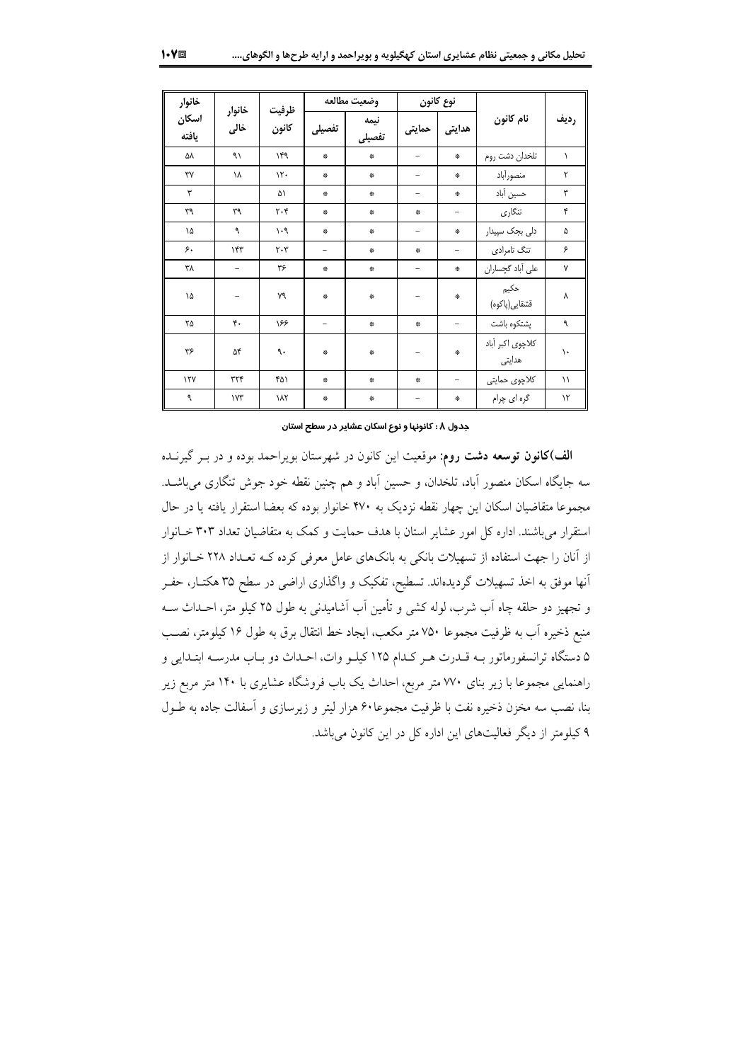| ردیف | نام کانون | نوع کانون | | وضعیت مطالعه | | ظرفیت کانون | خانوار خالی | خانوار اسکان یافته |
|---|---|---|---|---|---|---|---|---|
| | | هدایتی | حمایتی | نیمه تفصیلی | تفصیلی | | | |
| ۱ | تلخدان دشت روم | * | – | * | * | ۱۴۹ | ۹۱ | ۵۸ |
| ۲ | منصورآباد | * | – | * | * | ۱۲۰ | ۱۸ | ۳۷ |
| ۳ | حسین آباد | * | – | * | * | ۵۱ | | ۳ |
| ۴ | تنگاری | – | * | * | * | ۲۰۴ | ۳۹ | ۳۹ |
| ۵ | دلی بجک سپیدار | * | – | * | * | ۱۰۹ | ۹ | ۱۵ |
| ۶ | تنگ تامرادی | – | * | * | – | ۲۰۳ | ۱۴۳ | ۶۰ |
| ۷ | علی آباد گچساران | * | – | * | * | ۳۶ | – | ۳۸ |
| ۸ | حکیم قشقایی(پاکوه) | * | – | * | * | ۷۹ | – | ۱۵ |
| ۹ | پشتکوه باشت | – | * | * | – | ۱۶۶ | ۴۰ | ۲۵ |
| ۱۰ | کلاچوی اکبر آباد هدایتی | * | – | * | * | ۹۰ | ۵۴ | ۳۶ |
| ۱۱ | کلاچوی حمایتی | – | * | * | * | ۴۵۱ | ۳۲۴ | ۱۲۷ |
| ۱۲ | گره ای چرام | * | – | * | * | ۱۸۲ | ۱۷۳ | ۹ |

**جدول ۸ : کانونها و نوع اسکان عشایر در سطح استان**

**الف) کانون توسعه دشت روم:** موقعیت این کانون در شهرستان بویراحمد بوده و در بر گیرنده سه جایگاه اسکان منصور آباد، تلخدان، و حسین آباد و هم چنین نقطه خود جوش تنگاری می‌باشد. مجموعا متقاضیان اسکان این چهار نقطه نزدیک به ۴۷۰ خانوار بوده که بعضا استقرار یافته یا در حال استقرار می‌باشند. اداره کل امور عشایر استان با هدف حمایت و کمک به متقاضیان تعداد ۳۰۳ خانوار از آنان را جهت استفاده از تسهیلات بانکی به بانک‌های عامل معرفی کرده که تعداد ۲۲۸ خانوار از آنها موفق به اخذ تسهیلات گردیده‌اند. تسطیح، تفکیک و واگذاری اراضی در سطح ۳۵ هکتار، حفر و تجهیز دو حلقه چاه آب شرب، لوله کشی و تأمین آب آشامیدنی به طول ۲۵ کیلو متر، احداث سه منبع ذخیره آب به ظرفیت مجموعا ۷۵۰ متر مکعب، ایجاد خط انتقال برق به طول ۱۶ کیلومتر، نصب ۵ دستگاه ترانسفورماتور به قدرت هر کدام ۱۲۵ کیلو وات، احداث دو باب مدرسه ابتدایی و راهنمایی مجموعا با زیر بنای ۷۷۰ متر مربع، احداث یک باب فروشگاه عشایری با ۱۴۰ متر مربع زیر بنا، نصب سه مخزن ذخیره نفت با ظرفیت مجموعا۶۰ هزار لیتر و زیرسازی و آسفالت جاده به طول ۹ کیلومتر از دیگر فعالیت‌های این اداره کل در این کانون می‌باشد.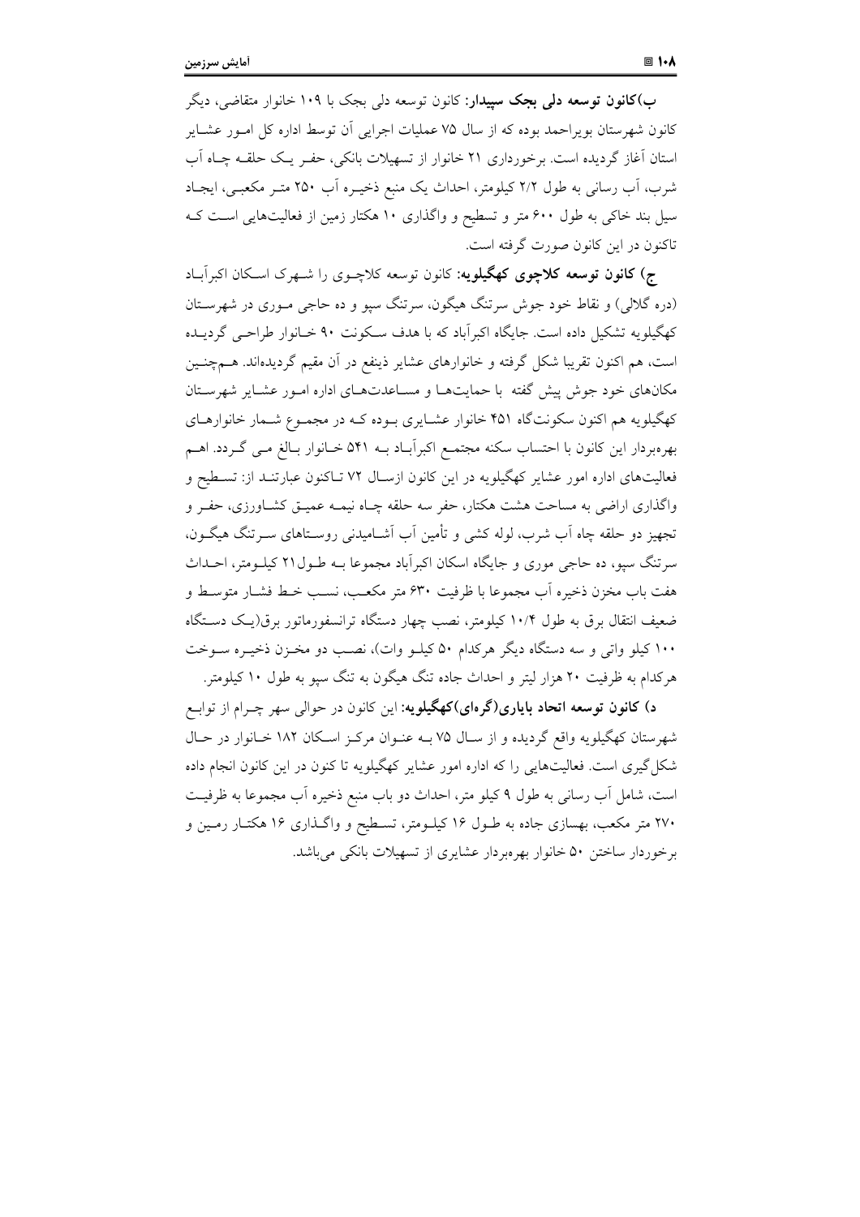**ب)کانون توسعه دلی بجک سپیدار:** کانون توسعه دلی بجک با ۱۰۹ خانوار متقاضی، دیگر کانون شهرستان بویراحمد بوده که از سال ۷۵ عملیات اجرایی آن توسط اداره کل امور عشایر استان آغاز گردیده است. برخورداری ۲۱ خانوار از تسهیلات بانکی، حفر یک حلقه چاه آب شرب، آب رسانی به طول ۲/۲ کیلومتر، احداث یک منبع ذخیره آب ۲۵۰ متر مکعبی، ایجاد سیل بند خاکی به طول ۶۰۰ متر و تسطیح و واگذاری ۱۰ هکتار زمین از فعالیت‌هایی است که تاکنون در این کانون صورت گرفته است.

**ج) کانون توسعه کلاچوی کهگیلویه:** کانون توسعه کلاچوی را شهرک اسکان اکبرآباد (دره گلالی) و نقاط خود جوش سرتنگ هیگون، سرتنگ سپو و ده حاجی موری در شهرستان کهگیلویه تشکیل داده است. جایگاه اکبرآباد که با هدف سکونت ۹۰ خانوار طراحی گردیده است، هم اکنون تقریبا شکل گرفته و خانوارهای عشایر ذینفع در آن مقیم گردیده‌اند. همچنین مکان‌های خود جوش پیش گفته با حمایت‌ها و مساعدت‌های اداره امور عشایر شهرستان کهگیلویه هم اکنون سکونتگاه ۴۵۱ خانوار عشایری بوده که در مجموع شمار خانوارهای بهره‌بردار این کانون با احتساب سکنه مجتمع اکبرآباد به ۵۴۱ خانوار بالغ می گردد. اهم فعالیت‌های اداره امور عشایر کهگیلویه در این کانون ازسال ۷۲ تاکنون عبارتند از: تسطیح و واگذاری اراضی به مساحت هشت هکتار، حفر سه حلقه چاه نیمه عمیق کشاورزی، حفر و تجهیز دو حلقه چاه آب شرب، لوله کشی و تأمین آب آشامیدنی روستاهای سرتنگ هیگون، سرتنگ سپو، ده حاجی موری و جایگاه اسکان اکبرآباد مجموعا به طول ۲۱ کیلومتر، احداث هفت باب مخزن ذخیره آب مجموعا با ظرفیت ۶۳۰ متر مکعب، نسب خط فشار متوسط و ضعیف انتقال برق به طول ۱۰/۴ کیلومتر، نصب چهار دستگاه ترانسفورماتور برق(یک دستگاه ۱۰۰ کیلو واتی و سه دستگاه دیگر هرکدام ۵۰ کیلو وات)، نصب دو مخزن ذخیره سوخت هرکدام به ظرفیت ۲۰ هزار لیتر و احداث جاده تنگ هیگون به تنگ سپو به طول ۱۰ کیلومتر.

**د) کانون توسعه اتحاد بایاری(گره‌ای)کهگیلویه:** این کانون در حوالی سهر چرام از توابع شهرستان کهگیلویه واقع گردیده و از سال ۷۵ به عنوان مرکز اسکان ۱۸۲ خانوار در حال شکل‌گیری است. فعالیت‌هایی را که اداره امور عشایر کهگیلویه تا کنون در این کانون انجام داده است، شامل آب رسانی به طول ۹ کیلو متر، احداث دو باب منبع ذخیره آب مجموعا به ظرفیت ۲۷۰ متر مکعب، بهسازی جاده به طول ۱۶ کیلومتر، تسطیح و واگذاری ۱۶ هکتار رمین و برخوردار ساختن ۵۰ خانوار بهره‌بردار عشایری از تسهیلات بانکی می‌باشد.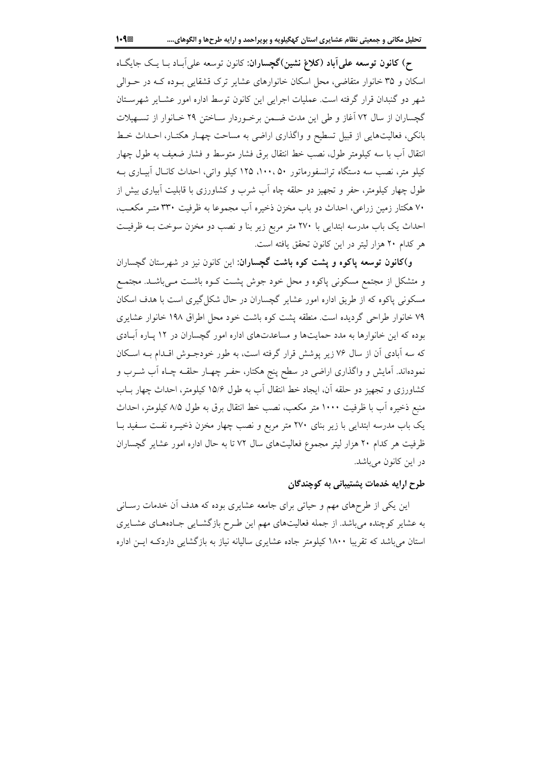**ح) کانون توسعه علی‌آباد (کلاغ نشین) گچساران:** کانون توسعه علی‌آباد بـا یـک جایگـاه اسکان و ۳۵ خانوار متقاضی، محل اسکان خانوارهای عشایر ترک قشقایی بـوده کـه در حـوالی شهر دو گنبدان قرار گرفته است. عملیات اجرایی این کانون توسط اداره امور عشـایر شهرسـتان گچساران از سال ۷۲ آغاز و طی این مدت ضـمن برخـوردار سـاختن ۲۹ خـانوار از تسـهیلات بانکی، فعالیت‌هایی از قبیل تسطیح و واگذاری اراضی به مساحت چهـار هکتـار، احـداث خـط انتقال آب با سه کیلومتر طول، نصب خط انتقال برق فشار متوسط و فشار ضعیف به طول چهار کیلو متر، نصب سه دستگاه ترانسفورماتور ۵۰، ۱۰۰، ۱۲۵ کیلو واتی، احداث کانـال آبیـاری بـه طول چهار کیلومتر، حفر و تجهیز دو حلقه چاه آب شرب و کشاورزی با قابلیت آبیاری بیش از ۷۰ هکتار زمین زراعی، احداث دو باب مخزن ذخیره آب مجموعا به ظرفیت ۳۳۰ متـر مکعـب، احداث یک باب مدرسه ابتدایی با ۲۷۰ متر مربع زیر بنا و نصب دو مخزن سوخت بـه ظرفیـت هر کدام ۲۰ هزار لیتر در این کانون تحقق یافته است.

**و) کانون توسعه پاکوه و پشت کوه باشت گچساران:** این کانون نیز در شهرستان گچساران و متشکل از مجتمع مسکونی پاکوه و محل خود جوش پشـت کـوه باشـت مـی‌باشـد. مجتمـع مسکونی پاکوه که از طریق اداره امور عشایر گچساران در حال شکل‌گیری است با هدف اسکان ۷۹ خانوار طراحی گردیده است. منطقه پشت کوه باشت خود محل اطراق ۱۹۸ خانوار عشایری بوده که این خانوارها به مدد حمایت‌ها و مساعدت‌های اداره امور گچساران در ۱۲ پـاره آبـادی که سه آبادی آن از سال ۷۶ زیر پوشش قرار گرفته است، به طور خودجـوش اقـدام بـه اسـکان نموده‌اند. آمایش و واگذاری اراضی در سطح پنج هکتار، حفـر چهـار حلقـه چـاه آب شـرب و کشاورزی و تجهیز دو حلقه آن، ایجاد خط انتقال آب به طول ۱۵/۶ کیلومتر، احداث چهار بـاب منبع ذخیره آب با ظرفیت ۱۰۰۰ متر مکعب، نصب خط انتقال برق به طول ۸/۵ کیلومتر، احداث یک باب مدرسه ابتدایی با زیر بنای ۲۷۰ متر مربع و نصب چهار مخزن ذخیـره نفـت سـفید بـا ظرفیت هر کدام ۲۰ هزار لیتر مجموع فعالیت‌های سال ۷۲ تا به حال اداره امور عشایر گچساران در این کانون می‌باشد.

### طرح ارایه خدمات پشتیبانی به کوچندگان

این یکی از طرح‌های مهم و حیاتی برای جامعه عشایری بوده که هدف آن خدمات رسـانی به عشایر کوچنده می‌باشد. از جمله فعالیت‌های مهم این طـرح بازگشـایی جـاده‌هـای عشـایری استان می‌باشد که تقریبا ۱۸۰۰ کیلومتر جاده عشایری سالیانه نیاز به بازگشایی داردکـه ایـن اداره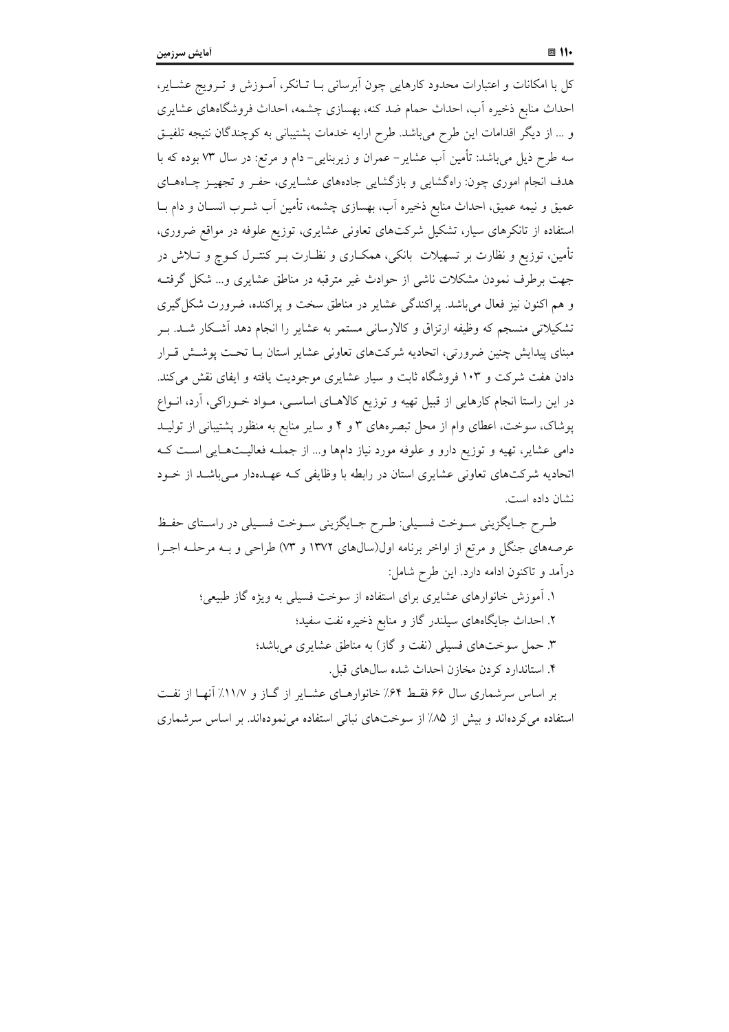کل با امکانات و اعتبارات محدود کارهایی چون آبرسانی بـا تـانکر، آمـوزش و تـرویج عشـایر، احداث منابع ذخیره آب، احداث حمام ضد کنه، بهسازی چشمه، احداث فروشگاه‌های عشایری و ... از دیگر اقدامات این طرح می‌باشد. طرح ارایه خدمات پشتیبانی به کوچندگان نتیجه تلفیـق سه طرح ذیل می‌باشد: تأمین آب عشایر– عمران و زیربنایی– دام و مرتع: در سال ۷۳ بوده که با هدف انجام اموری چون: راه‌گشایی و بازگشایی جاده‌های عشـایری، حفـر و تجهیـز چـاه‌هـای عمیق و نیمه عمیق، احداث منابع ذخیره آب، بهسازی چشمه، تأمین آب شـرب انسـان و دام بـا استفاده از تانکرهای سیار، تشکیل شرکت‌های تعاونی عشایری، توزیع علوفه در مواقع ضروری، تأمین، توزیع و نظارت بر تسهیلات بانکی، همکـاری و نظـارت بـر کنتـرل کـوچ و تـلاش در جهت برطرف نمودن مشکلات ناشی از حوادث غیر مترقبه در مناطق عشایری و... شکل گرفتـه و هم اکنون نیز فعال می‌باشد. پراکندگی عشایر در مناطق سخت و پراکنده، ضرورت شکل‌گیری تشکیلاتی منسجم که وظیفه ارتزاق و کالارسانی مستمر به عشایر را انجام دهد آشـکار شـد. بـر مبنای پیدایش چنین ضرورتی، اتحادیه شرکت‌های تعاونی عشایر استان بـا تحـت پوشـش قـرار دادن هفت شرکت و ۱۰۳ فروشگاه ثابت و سیار عشایری موجودیت یافته و ایفای نقش می‌کند. در این راستا انجام کارهایی از قبیل تهیه و توزیع کالاهـای اساسـی، مـواد خـوراکی، آرد، انـواع پوشاک، سوخت، اعطای وام از محل تبصره‌های ۳ و ۴ و سایر منابع به منظور پشتیبانی از تولیـد دامی عشایر، تهیه و توزیع دارو و علوفه مورد نیاز دام‌ها و... از جملـه فعالیـت‌هـایی اسـت کـه اتحادیه شرکت‌های تعاونی عشایری استان در رابطه با وظایفی کـه عهـده‌دار مـی‌باشـد از خـود نشان داده است.

طـرح جـایگزینی سـوخت فسـیلی: طـرح جـایگزینی سـوخت فسـیلی در راسـتای حفـظ عرصه‌های جنگل و مرتع از اواخر برنامه اول(سال‌های ۱۳۷۲ و ۷۳) طراحی و بـه مرحلـه اجـرا درآمد و تاکنون ادامه دارد. این طرح شامل:

۱. آموزش خانوارهای عشایری برای استفاده از سوخت فسیلی به ویژه گاز طبیعی؛

۲. احداث جایگاه‌های سیلندر گاز و منابع ذخیره نفت سفید؛

۳. حمل سوخت‌های فسیلی (نفت و گاز) به مناطق عشایری می‌باشد؛

۴. استاندارد کردن مخازن احداث شده سال‌های قبل.

بر اساس سرشماری سال ۶۶ فقـط ۶۴٪ خانوارهـای عشـایر از گـاز و ۱۱/۷٪ آنهـا از نفـت استفاده می‌کرده‌اند و بیش از ۸۵٪ از سوخت‌های نباتی استفاده می‌نموده‌اند. بر اساس سرشماری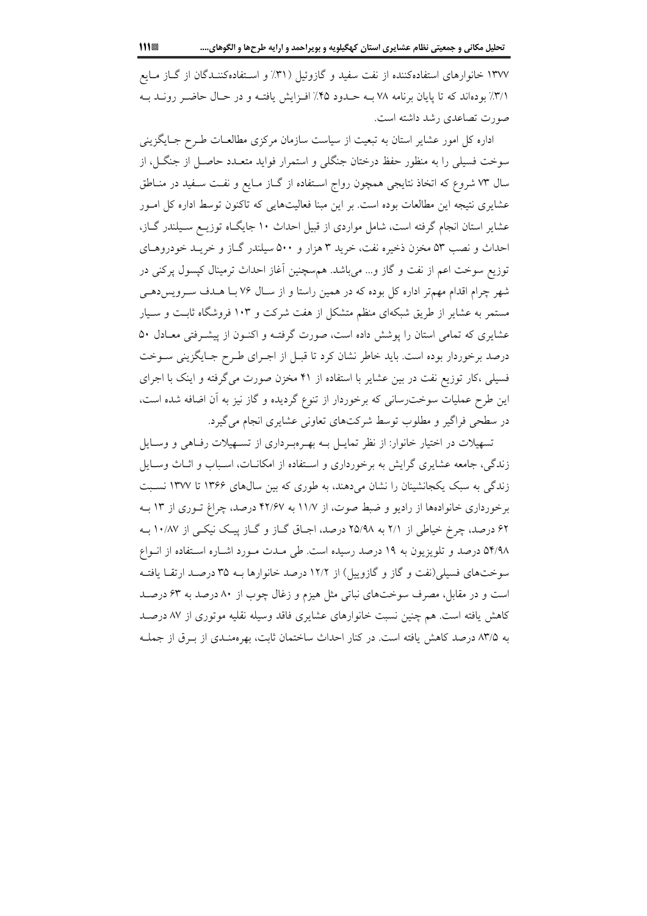۱۳۷۷ خانوارهای استفاده‌کننده از نفت سفید و گازوئیل (۳۱٪ و استفاده‌کنندگان از گاز مایع ۳/۱٪ بوده‌اند که تا پایان برنامه ۷۸ به حدود ۴۵٪ افزایش یافته و در حال حاضر روند به صورت تصاعدی رشد داشته است.

اداره کل امور عشایر استان به تبعیت از سیاست سازمان مرکزی مطالعات طرح جایگزینی سوخت فسیلی را به منظور حفظ درختان جنگلی و استمرار فواید متعدد حاصل از جنگل، از سال ۷۳ شروع که اتخاذ نتایجی همچون رواج استفاده از گاز مایع و نفت سفید در مناطق عشایری نتیجه این مطالعات بوده است. بر این مبنا فعالیت‌هایی که تاکنون توسط اداره کل امور عشایر استان انجام گرفته است، شامل مواردی از قبیل احداث ۱۰ جایگاه توزیع سیلندر گاز، احداث و نصب ۵۳ مخزن ذخیره نفت، خرید ۳ هزار و ۵۰۰ سیلندر گاز و خرید خودروهای توزیع سوخت اعم از نفت و گاز و... می‌باشد. همچنین آغاز احداث ترمینال کپسول پرکنی در شهر چرام اقدام مهم‌تر اداره کل بوده که در همین راستا و از سال ۷۶ با هدف سرویس‌دهی مستمر به عشایر از طریق شبکه‌ای منظم متشکل از هفت شرکت و ۱۰۳ فروشگاه ثابت و سیار عشایری که تمامی استان را پوشش داده است، صورت گرفته و اکنون از پیشرفتی معادل ۵۰ درصد برخوردار بوده است. باید خاطر نشان کرد تا قبل از اجرای طرح جایگزینی سوخت فسیلی ،کار توزیع نفت در بین عشایر با استفاده از ۴۱ مخزن صورت می‌گرفته و اینک با اجرای این طرح عملیات سوخت‌رسانی که برخوردار از تنوع گردیده و گاز نیز به آن اضافه شده است، در سطحی فراگیر و مطلوب توسط شرکت‌های تعاونی عشایری انجام می‌گیرد.

تسهیلات در اختیار خانوار: از نظر تمایل به بهره‌برداری از تسهیلات رفاهی و وسایل زندگی، جامعه عشایری گرایش به برخورداری و استفاده از امکانات، اسباب و اثاث وسایل زندگی به سبک یکجانشینان را نشان می‌دهند، به طوری که بین سال‌های ۱۳۶۶ تا ۱۳۷۷ نسبت برخورداری خانواده‌ها از رادیو و ضبط صوت، از ۱۱/۷ به ۴۲/۶۷ درصد، چراغ توری از ۱۳ به ۶۲ درصد، چرخ خیاطی از ۲/۱ به ۲۵/۹۸ درصد، اجاق گاز و گاز پیک نیکی از ۱۰/۸۷ به ۵۴/۹۸ درصد و تلویزیون به ۱۹ درصد رسیده است. طی مدت مورد اشاره استفاده از انواع سوخت‌های فسیلی(نفت و گاز و گازوییل) از ۱۲/۲ درصد خانوارها به ۳۵ درصد ارتقا یافته است و در مقابل، مصرف سوخت‌های نباتی مثل هیزم و زغال چوب از ۸۰ درصد به ۶۳ درصد کاهش یافته است. هم چنین نسبت خانوارهای عشایری فاقد وسیله نقلیه موتوری از ۸۷ درصد به ۸۳/۵ درصد کاهش یافته است. در کنار احداث ساختمان ثابت، بهره‌مندی از برق از جمله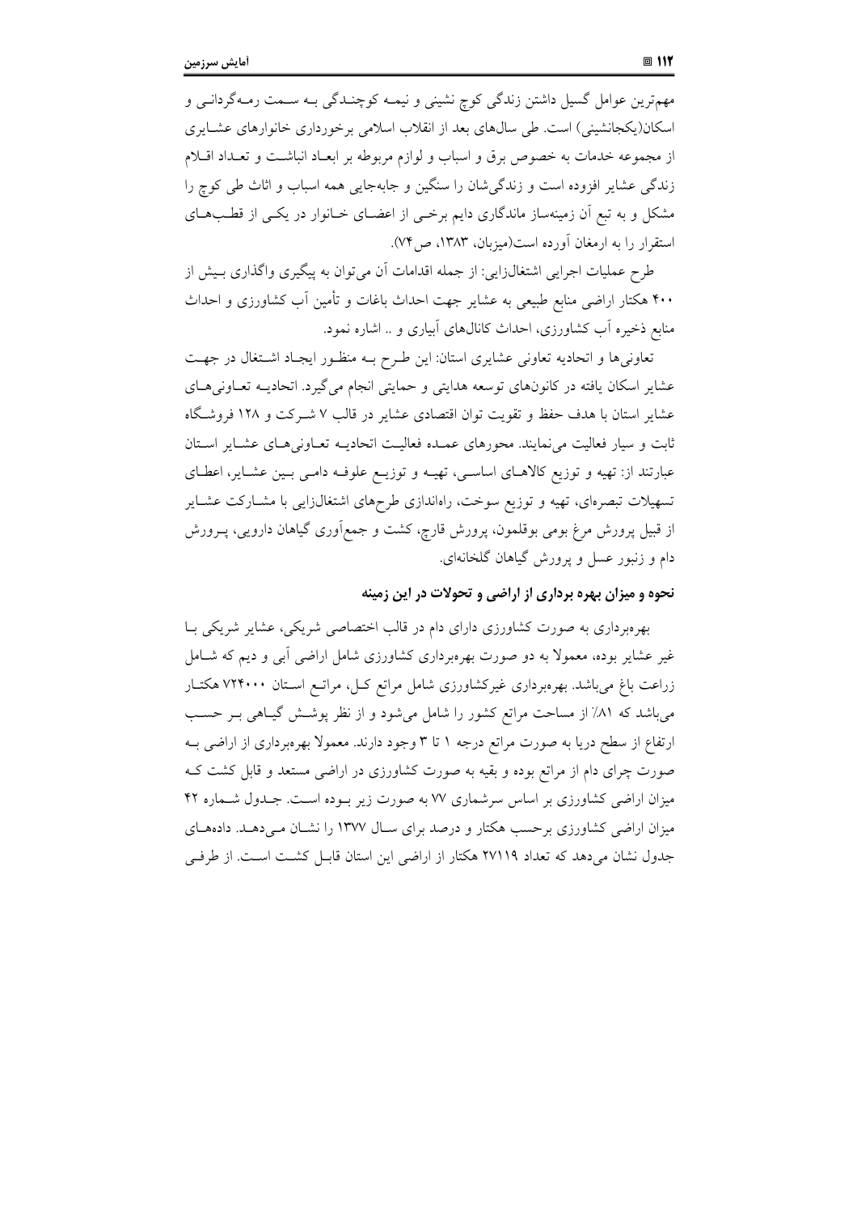مهم‌ترین عوامل گسیل داشتن زندگی کوچ نشینی و نیمه کوچندگی به سمت رمه‌گردانی و اسکان(یکجانشینی) است. طی سال‌های بعد از انقلاب اسلامی برخورداری خانوارهای عشایری از مجموعه خدمات به خصوص برق و اسباب و لوازم مربوطه بر ابعاد انباشت و تعداد اقلام زندگی عشایر افزوده است و زندگی‌شان را سنگین و جابه‌جایی همه اسباب و اثاث طی کوچ را مشکل و به تبع آن زمینه‌ساز ماندگاری دایم برخی از اعضای خانوار در یکی از قطب‌های استقرار را به ارمغان آورده است(میزبان، ۱۳۸۳، ص۷۴).

طرح عملیات اجرایی اشتغال‌زایی: از جمله اقدامات آن می‌توان به پیگیری واگذاری بیش از ۴۰۰ هکتار اراضی منابع طبیعی به عشایر جهت احداث باغات و تأمین آب کشاورزی و احداث منابع ذخیره آب کشاورزی، احداث کانال‌های آبیاری و .. اشاره نمود.

تعاونی‌ها و اتحادیه تعاونی عشایری استان: این طرح به منظور ایجاد اشتغال در جهت عشایر اسکان یافته در کانون‌های توسعه هدایتی و حمایتی انجام می‌گیرد. اتحادیه تعاونی‌های عشایر استان با هدف حفظ و تقویت توان اقتصادی عشایر در قالب ۷ شرکت و ۱۲۸ فروشگاه ثابت و سیار فعالیت می‌نمایند. محورهای عمده فعالیت اتحادیه تعاونی‌های عشایر استان عبارتند از: تهیه و توزیع کالاهای اساسی، تهیه و توزیع علوفه دامی بین عشایر، اعطای تسهیلات تبصره‌ای، تهیه و توزیع سوخت، راه‌اندازی طرح‌های اشتغال‌زایی با مشارکت عشایر از قبیل پرورش مرغ بومی بوقلمون، پرورش قارچ، کشت و جمع‌آوری گیاهان دارویی، پرورش دام و زنبور عسل و پرورش گیاهان گلخانه‌ای.

### نحوه و میزان بهره برداری از اراضی و تحولات در این زمینه

بهره‌برداری به صورت کشاورزی دارای دام در قالب اختصاصی شریکی، عشایر شریکی با غیر عشایر بوده، معمولا به دو صورت بهره‌برداری کشاورزی شامل اراضی آبی و دیم که شامل زراعت باغ می‌باشد. بهره‌برداری غیرکشاورزی شامل مراتع کل، مراتع استان ۷۲۴۰۰۰ هکتار می‌باشد که ۸۱٪ از مساحت مراتع کشور را شامل می‌شود و از نظر پوشش گیاهی بر حسب ارتفاع از سطح دریا به صورت مراتع درجه ۱ تا ۳ وجود دارند. معمولا بهره‌برداری از اراضی به صورت چرای دام از مراتع بوده و بقیه به صورت کشاورزی در اراضی مستعد و قابل کشت که میزان اراضی کشاورزی بر اساس سرشماری ۷۷ به صورت زیر بوده است. جدول شماره ۴۲ میزان اراضی کشاورزی برحسب هکتار و درصد برای سال ۱۳۷۷ را نشان می‌دهد. داده‌های جدول نشان می‌دهد که تعداد ۲۷۱۱۹ هکتار از اراضی این استان قابل کشت است. از طرفی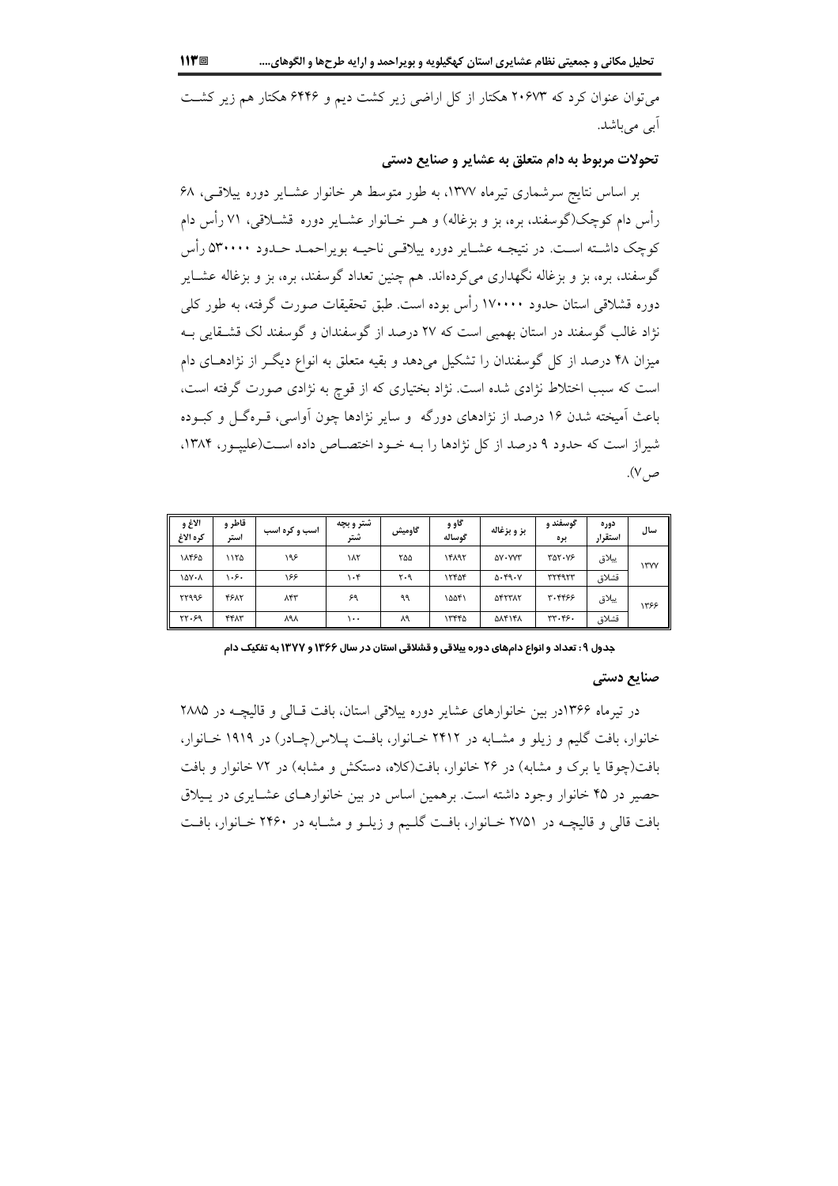می‌توان عنوان کرد که ۲۰۶۷۳ هکتار از کل اراضی زیر کشت دیم و ۶۴۴۶ هکتار هم زیر کشت آبی می‌باشد.

### تحولات مربوط به دام متعلق به عشایر و صنایع دستی

بر اساس نتایج سرشماری تیرماه ۱۳۷۷، به طور متوسط هر خانوار عشایر دوره ییلاقی، ۶۸ رأس دام کوچک(گوسفند، بره، بز و بزغاله) و هر خانوار عشایر دوره قشلاقی، ۷۱ رأس دام کوچک داشته است. در نتیجه عشایر دوره ییلاقی ناحیه بویراحمد حدود ۵۳۰۰۰۰ رأس گوسفند، بره، بز و بزغاله نگهداری می‌کرده‌اند. هم چنین تعداد گوسفند، بره، بز و بزغاله عشایر دوره قشلاقی استان حدود ۱۷۰۰۰۰ رأس بوده است. طبق تحقیقات صورت گرفته، به طور کلی نژاد غالب گوسفند در استان بهمیی است که ۲۷ درصد از گوسفندان و گوسفند لک قشقایی به میزان ۴۸ درصد از کل گوسفندان را تشکیل می‌دهد و بقیه متعلق به انواع دیگر از نژادهای دام است که سبب اختلاط نژادی شده است. نژاد بختیاری که از قوچ به نژادی صورت گرفته است، باعث آمیخته شدن ۱۶ درصد از نژادهای دورگه و سایر نژادها چون آواسی، قره‌گل و کبوده شیراز است که حدود ۹ درصد از کل نژادها را به خود اختصاص داده است(علیپور، ۱۳۸۴، ص۷).

| سال | دوره استقرار | گوسفند و بره | بز و بزغاله | گاو و گوساله | گاومیش | شتر و بچه شتر | اسب و کره اسب | قاطر و استر | الاغ و کره الاغ |
|---|---|---|---|---|---|---|---|---|---|
| ۱۳۷۷ | ییلاق | ۳۵۲۰۷۶ | ۵۷۰۷۷۳ | ۱۴۸۹۲ | ۲۵۵ | ۱۸۲ | ۱۹۶ | ۱۱۲۵ | ۱۸۴۶۵ |
| | قشلاق | ۳۲۴۹۲۳ | ۵۰۴۹۰۷ | ۱۲۴۵۴ | ۲۰۹ | ۱۰۴ | ۱۶۶ | ۱۰۶۰ | ۱۵۷۰۸ |
| ۱۳۶۶ | ییلاق | ۳۰۴۴۶۶ | ۵۴۲۳۸۲ | ۱۵۵۴۱ | ۹۹ | ۶۹ | ۸۴۳ | ۴۶۸۲ | ۲۲۹۹۶ |
| | قشلاق | ۳۳۰۴۶۰ | ۵۸۴۱۴۸ | ۱۳۴۴۵ | ۸۹ | ۱۰۰ | ۸۹۸ | ۴۴۸۳ | ۲۲۰۶۹ |

**جدول ۹: تعداد و انواع دام‌های دوره ییلاقی و قشلاقی استان در سال ۱۳۶۶ و ۱۳۷۷ به تفکیک دام**

### صنایع دستی

در تیرماه ۱۳۶۶در بین خانوارهای عشایر دوره ییلاقی استان، بافت قالی و قالیچه در ۲۸۸۵ خانوار، بافت گلیم و زیلو و مشابه در ۲۴۱۲ خانوار، بافت پلاس(چادر) در ۱۹۱۹ خانوار، بافت(چوقا یا برک و مشابه) در ۲۶ خانوار، بافت(کلاه، دستکش و مشابه) در ۷۲ خانوار و بافت حصیر در ۴۵ خانوار وجود داشته است. برهمین اساس در بین خانوارهای عشایری در ییلاق بافت قالی و قالیچه در ۲۷۵۱ خانوار، بافت گلیم و زیلو و مشابه در ۲۴۶۰ خانوار، بافت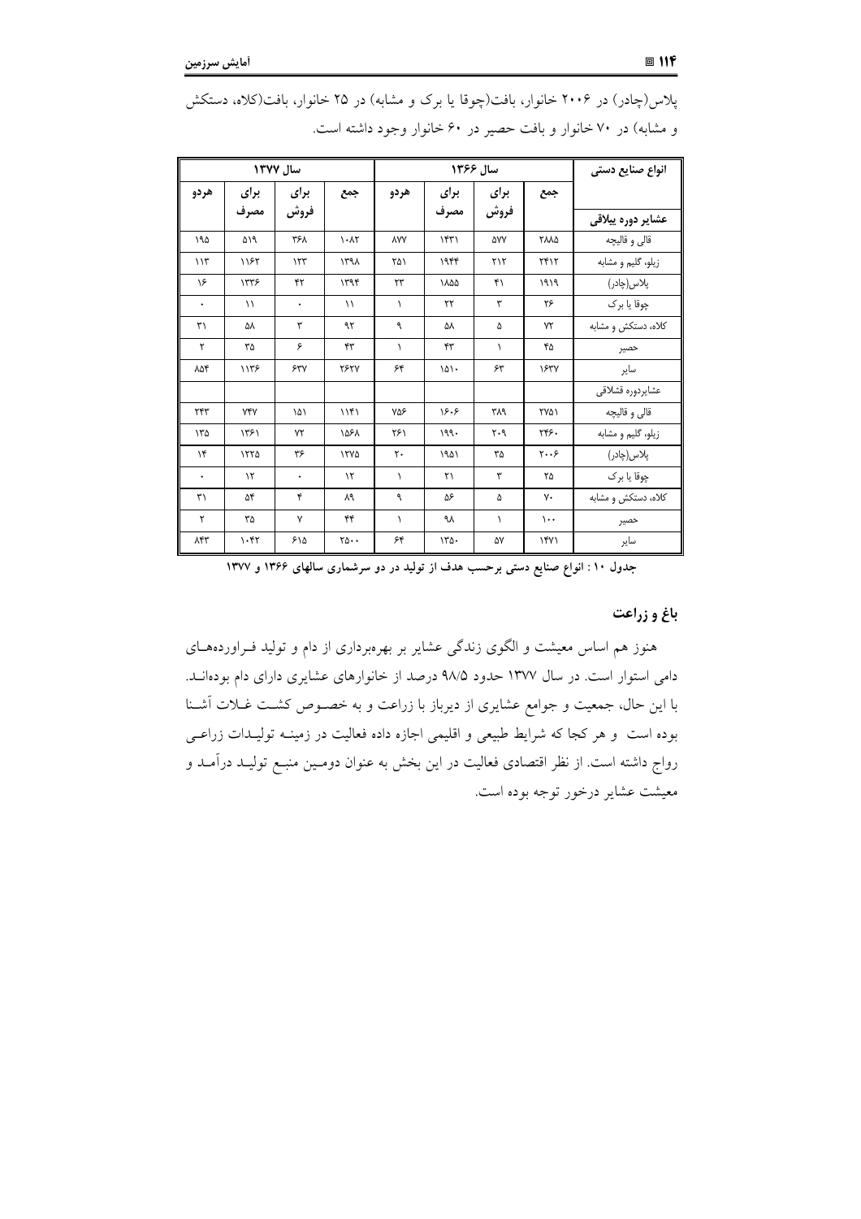پلاس(چادر) در ۲۰۰۶ خانوار، بافت(چوقا یا برک و مشابه) در ۲۵ خانوار، بافت(کلاه، دستکش و مشابه) در ۷۰ خانوار و بافت حصیر در ۶۰ خانوار وجود داشته است.

| انواع صنایع دستی | سال ۱۳۶۶ | | | | سال ۱۳۷۷ | | | |
|---|---|---|---|---|---|---|---|---|
| | جمع | برای فروش | برای مصرف | هردو | جمع | برای فروش | برای مصرف | هردو |
| **عشایر دوره ییلاقی** | | | | | | | | |
| قالی و قالیچه | ۲۸۸۵ | ۵۷۷ | ۱۴۳۱ | ۸۷۷ | ۱۰۸۲ | ۳۶۸ | ۵۱۹ | ۱۹۵ |
| زیلو، گلیم و مشابه | ۲۴۱۲ | ۲۱۲ | ۱۹۴۴ | ۲۵۱ | ۱۳۹۸ | ۱۲۳ | ۱۱۶۲ | ۱۱۳ |
| پلاس(چادر) | ۱۹۱۹ | ۴۱ | ۱۸۵۵ | ۲۳ | ۱۳۹۴ | ۴۲ | ۱۳۳۶ | ۱۶ |
| چوقا یا برک | ۲۶ | ۳ | ۲۲ | ۱ | ۱۱ | ۰ | ۱۱ | ۰ |
| کلاه، دستکش و مشابه | ۷۲ | ۵ | ۵۸ | ۹ | ۹۲ | ۳ | ۵۸ | ۳۱ |
| حصیر | ۴۵ | ۱ | ۴۳ | ۱ | ۴۳ | ۶ | ۳۵ | ۲ |
| سایر | ۱۶۳۷ | ۶۳ | ۱۵۱۰ | ۶۴ | ۲۶۲۷ | ۶۳۷ | ۱۱۳۶ | ۸۵۴ |
| عشایردوره قشلاقی | | | | | | | | |
| قالی و قالیچه | ۲۷۵۱ | ۳۸۹ | ۱۶۰۶ | ۷۵۶ | ۱۱۴۱ | ۱۵۱ | ۷۴۷ | ۲۴۳ |
| زیلو، گلیم و مشابه | ۲۴۶۰ | ۲۰۹ | ۱۹۹۰ | ۲۶۱ | ۱۵۶۸ | ۷۲ | ۱۳۶۱ | ۱۳۵ |
| پلاس(چادر) | ۲۰۰۶ | ۳۵ | ۱۹۵۱ | ۲۰ | ۱۲۷۵ | ۳۶ | ۱۲۲۵ | ۱۴ |
| چوقا یا برک | ۲۵ | ۳ | ۲۱ | ۱ | ۱۲ | ۰ | ۱۲ | ۰ |
| کلاه، دستکش و مشابه | ۷۰ | ۵ | ۵۶ | ۹ | ۸۹ | ۴ | ۵۴ | ۳۱ |
| حصیر | ۱۰۰ | ۱ | ۹۸ | ۱ | ۴۴ | ۷ | ۳۵ | ۲ |
| سایر | ۱۴۷۱ | ۵۷ | ۱۳۵۰ | ۶۴ | ۲۵۰۰ | ۶۱۵ | ۱۰۴۲ | ۸۴۳ |

**جدول ۱۰ : انواع صنایع دستی برحسب هدف از تولید در دو سرشماری سالهای ۱۳۶۶ و ۱۳۷۷**

### باغ و زراعت

هنوز هم اساس معیشت و الگوی زندگی عشایر بر بهره‌برداری از دام و تولید فراورده‌های دامی استوار است. در سال ۱۳۷۷ حدود ۹۸/۵ درصد از خانوارهای عشایری دارای دام بوده‌اند. با این حال، جمعیت و جوامع عشایری از دیرباز با زراعت و به خصوص کشت غلات آشنا بوده است و هر کجا که شرایط طبیعی و اقلیمی اجازه داده فعالیت در زمینه تولیدات زراعی رواج داشته است. از نظر اقتصادی فعالیت در این بخش به عنوان دومین منبع تولید درآمد و معیشت عشایر درخور توجه بوده است.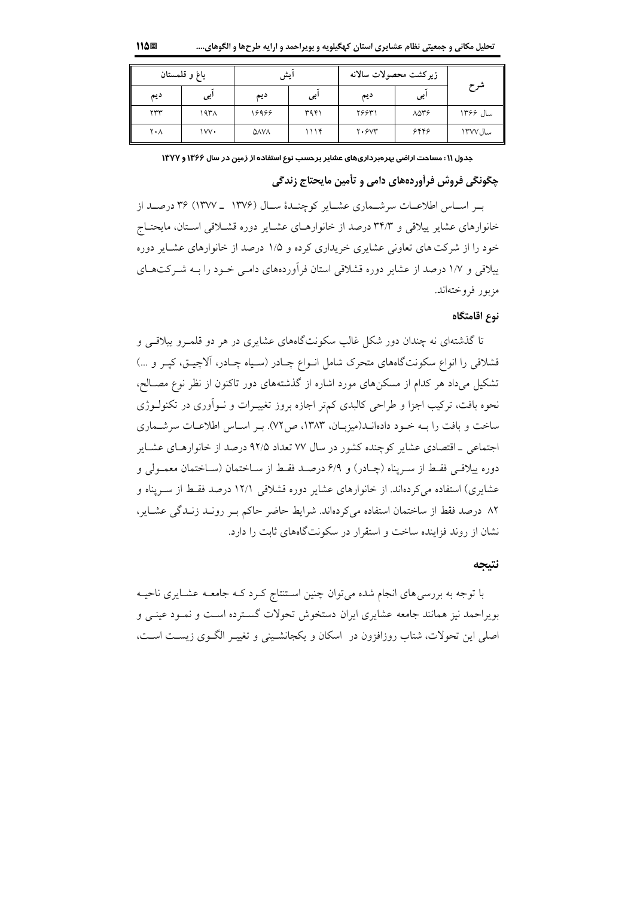| شرح | زیرکشت محصولات سالانه | | آیش | | باغ و قلمستان | |
|---|---|---|---|---|---|---|
| | آبی | دیم | آبی | دیم | آبی | دیم |
| سال ۱۳۶۶ | ۸۵۳۶ | ۲۶۶۳۱ | ۳۹۴۱ | ۱۶۹۶۶ | ۱۹۳۸ | ۲۳۳ |
| سال ۱۳۷۷ | ۶۴۴۶ | ۲۰۶۷۳ | ۱۱۱۴ | ۵۸۷۸ | ۱۷۷۰ | ۲۰۸ |

**جدول ۱۱: مساحت اراضی بهره‌برداری‌های عشایر برحسب نوع استفاده از زمین در سال ۱۳۶۶ و ۱۳۷۷**

## چگونگی فروش فرآورده‌های دامی و تأمین مایحتاج زندگی

بر اساس اطلاعات سرشماری عشایر کوچندهٔ سال (۱۳۷۶ ـ ۱۳۷۷) ۳۶ درصد از خانوارهای عشایر ییلاقی و ۳۴/۳ درصد از خانوارهای عشایر دوره قشلاقی استان، مایحتاج خود را از شرکت‌های تعاونی عشایری خریداری کرده و ۱/۵ درصد از خانوارهای عشایر دوره ییلاقی و ۱/۷ درصد از عشایر دوره قشلاقی استان فرآورده‌های دامی خود را به شرکت‌های مزبور فروخته‌اند.

### نوع اقامتگاه

تا گذشته‌ای نه چندان دور شکل غالب سکونتگاه‌های عشایری در هر دو قلمرو ییلاقی و قشلاقی را انواع سکونتگاه‌های متحرک شامل انواع چادر (سیاه چادر، آلاچیق، کپر و ...) تشکیل می‌داد هر کدام از مسکن‌های مورد اشاره از گذشته‌های دور تاکنون از نظر نوع مصالح، نحوه بافت، ترکیب اجزا و طراحی کالبدی کم‌تر اجازه بروز تغییرات و نوآوری در تکنولوژی ساخت و بافت را به خود داده‌اند(میزبان، ۱۳۸۳، ص۷۲). بر اساس اطلاعات سرشماری اجتماعی ـ اقتصادی عشایر کوچنده کشور در سال ۷۷ تعداد ۹۲/۵ درصد از خانوارهای عشایر دوره ییلاقی فقط از سرپناه (چادر) و ۶/۹ درصد فقط از ساختمان (ساختمان معمولی و عشایری) استفاده می‌کرده‌اند. از خانوارهای عشایر دوره قشلاقی ۱۲/۱ درصد فقط از سرپناه و ۸۲ درصد فقط از ساختمان استفاده می‌کرده‌اند. شرایط حاضر حاکم بر روند زندگی عشایر، نشان از روند فزاینده ساخت و استقرار در سکونتگاه‌های ثابت را دارد.

## نتیجه

با توجه به بررسی‌های انجام شده می‌توان چنین استنتاج کرد که جامعه عشایری ناحیه بویراحمد نیز همانند جامعه عشایری ایران دستخوش تحولات گسترده است و نمود عینی و اصلی این تحولات، شتاب روزافزون در اسکان و یکجانشینی و تغییر الگوی زیست است،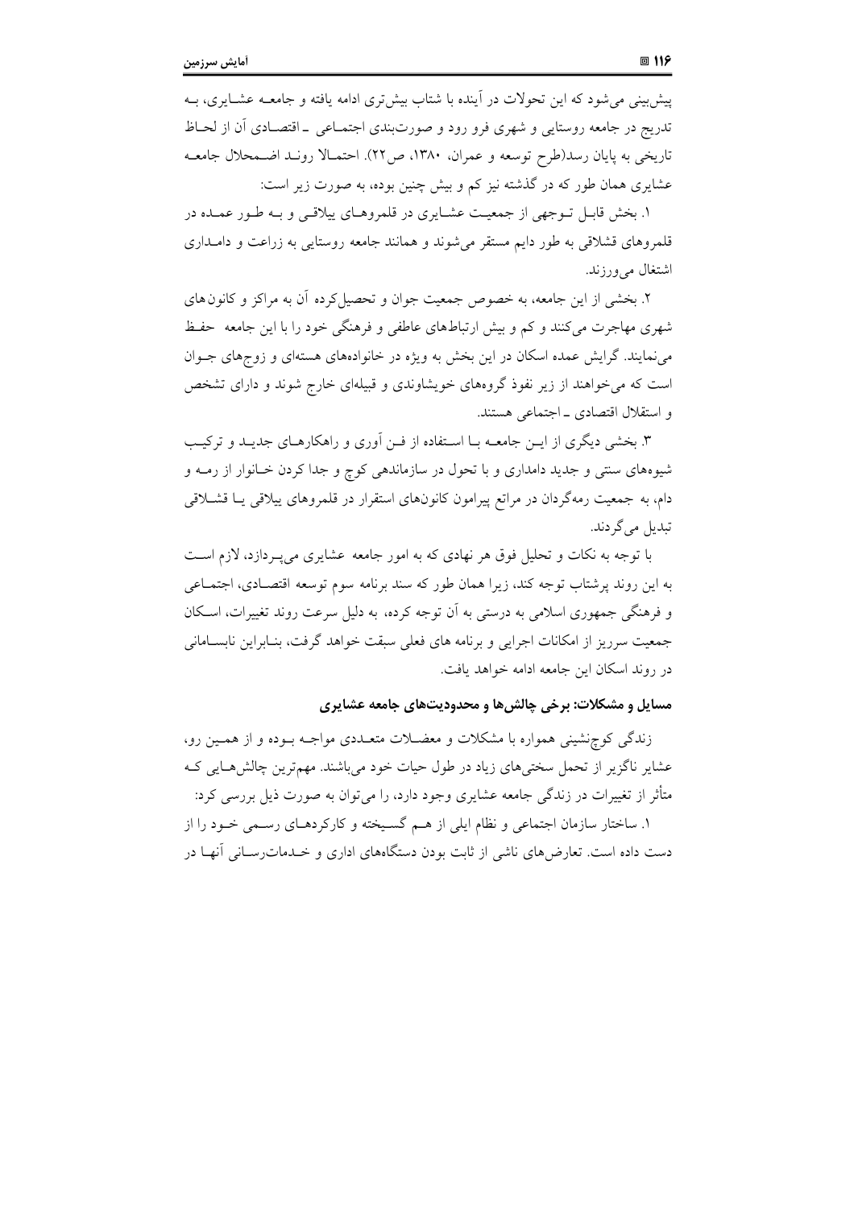پیش‌بینی می‌شود که این تحولات در آینده با شتاب بیش‌تری ادامه یافته و جامعه عشایری، به تدریج در جامعه روستایی و شهری فرو رود و صورت‌بندی اجتماعی ـ اقتصادی آن از لحاظ تاریخی به پایان رسد(طرح توسعه و عمران، ۱۳۸۰، ص۲۲). احتمالا روند اضمحلال جامعه عشایری همان طور که در گذشته نیز کم و بیش چنین بوده، به صورت زیر است:

۱. بخش قابل توجهی از جمعیت عشایری در قلمروهای ییلاقی و به طور عمده در قلمروهای قشلاقی به طور دایم مستقر می‌شوند و همانند جامعه روستایی به زراعت و دامداری اشتغال می‌ورزند.

۲. بخشی از این جامعه، به خصوص جمعیت جوان و تحصیل‌کرده آن به مراکز و کانون‌های شهری مهاجرت می‌کنند و کم و بیش ارتباطهای عاطفی و فرهنگی خود را با این جامعه حفظ می‌نمایند. گرایش عمده اسکان در این بخش به ویژه در خانواده‌های هسته‌ای و زوج‌های جوان است که می‌خواهند از زیر نفوذ گروه‌های خویشاوندی و قبیله‌ای خارج شوند و دارای تشخص و استقلال اقتصادی ـ اجتماعی هستند.

۳. بخشی دیگری از این جامعه با استفاده از فن آوری و راهکارهای جدید و ترکیب شیوه‌های سنتی و جدید دامداری و با تحول در سازماندهی کوچ و جدا کردن خانوار از رمه و دام، به جمعیت رمه‌گردان در مراتع پیرامون کانون‌های استقرار در قلمروهای ییلاقی یا قشلاقی تبدیل می‌گردند.

با توجه به نکات و تحلیل فوق هر نهادی که به امور جامعه عشایری می‌پردازد، لازم است به این روند پرشتاب توجه کند، زیرا همان طور که سند برنامه سوم توسعه اقتصادی، اجتماعی و فرهنگی جمهوری اسلامی به درستی به آن توجه کرده، به دلیل سرعت روند تغییرات، اسکان جمعیت سرریز از امکانات اجرایی و برنامه های فعلی سبقت خواهد گرفت، بنابراین نابسامانی در روند اسکان این جامعه ادامه خواهد یافت.

### مسایل و مشکلات: برخی چالش‌ها و محدودیت‌های جامعه عشایری

زندگی کوچ‌نشینی همواره با مشکلات و معضلات متعددی مواجه بوده و از همین رو، عشایر ناگزیر از تحمل سختی‌های زیاد در طول حیات خود می‌باشند. مهم‌ترین چالش‌هایی که متأثر از تغییرات در زندگی جامعه عشایری وجود دارد، را می‌توان به صورت ذیل بررسی کرد:

۱. ساختار سازمان اجتماعی و نظام ایلی از هم گسیخته و کارکردهای رسمی خود را از دست داده است. تعارض‌های ناشی از ثابت بودن دستگاه‌های اداری و خدمات‌رسانی آنها در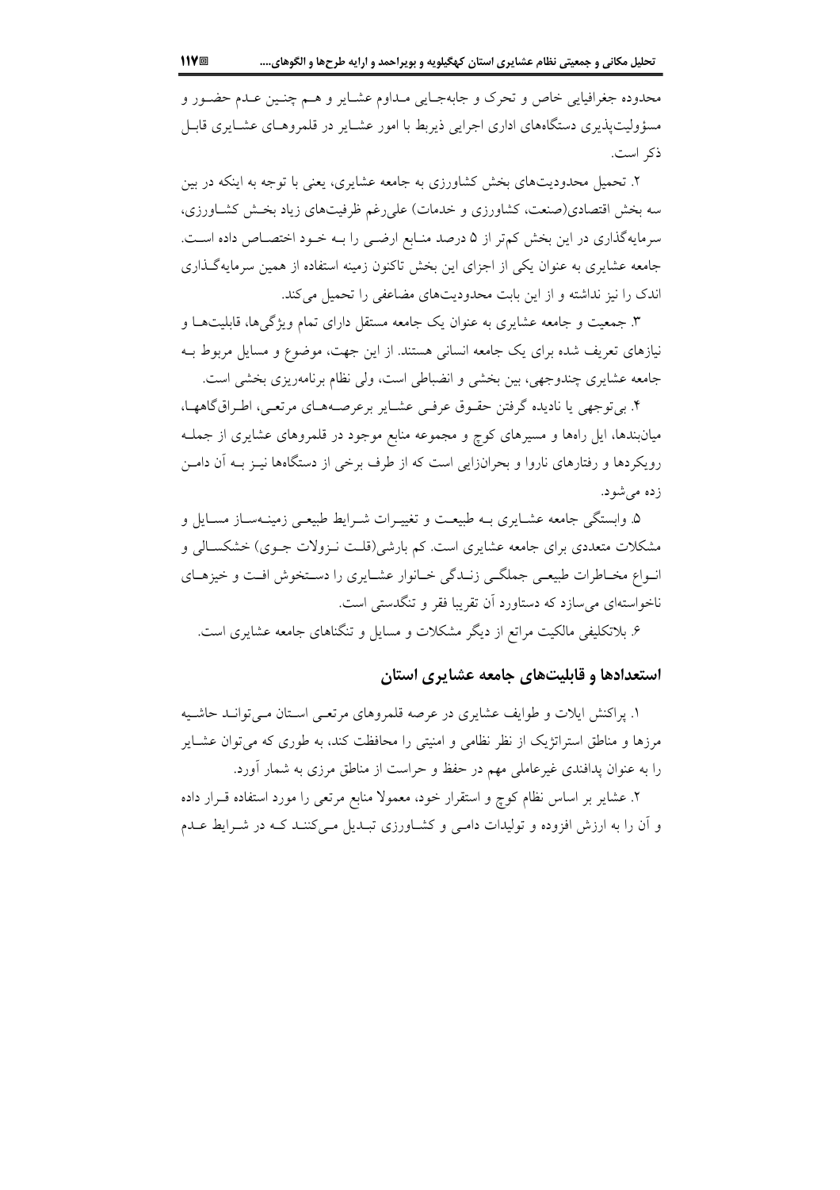محدوده جغرافیایی خاص و تحرک و جابه‌جایی مداوم عشایر و هم چنین عدم حضور و مسؤولیت‌پذیری دستگاه‌های اداری اجرایی ذیربط با امور عشایر در قلمروهای عشایری قابل ذکر است.

۲. تحمیل محدودیت‌های بخش کشاورزی به جامعه عشایری، یعنی با توجه به اینکه در بین سه بخش اقتصادی(صنعت، کشاورزی و خدمات) علی‌رغم ظرفیت‌های زیاد بخش کشاورزی، سرمایه‌گذاری در این بخش کم‌تر از ۵ درصد منابع ارضی را به خود اختصاص داده است. جامعه عشایری به عنوان یکی از اجزای این بخش تاکنون زمینه استفاده از همین سرمایه‌گذاری اندک را نیز نداشته و از این بابت محدودیت‌های مضاعفی را تحمیل می‌کند.

۳. جمعیت و جامعه عشایری به عنوان یک جامعه مستقل دارای تمام ویژگی‌ها، قابلیت‌ها و نیازهای تعریف شده برای یک جامعه انسانی هستند. از این جهت، موضوع و مسایل مربوط به جامعه عشایری چندوجهی، بین بخشی و انضباطی است، ولی نظام برنامه‌ریزی بخشی است.

۴. بی‌توجهی یا نادیده گرفتن حقوق عرفی عشایر برعرصه‌های مرتعی، اطراق‌گاهها، میان‌بندها، ایل راه‌ها و مسیرهای کوچ و مجموعه منابع موجود در قلمروهای عشایری از جمله رویکردها و رفتارهای ناروا و بحران‌زایی است که از طرف برخی از دستگاه‌ها نیز به آن دامن زده می‌شود.

۵. وابستگی جامعه عشایری به طبیعت و تغییرات شرایط طبیعی زمینه‌ساز مسایل و مشکلات متعددی برای جامعه عشایری است. کم بارشی(قلت نزولات جوی) خشکسالی و انواع مخاطرات طبیعی جملگی زندگی خانوار عشایری را دستخوش افت و خیزهای ناخواسته‌ای می‌سازد که دستاورد آن تقریبا فقر و تنگدستی است.

۶. بلاتکلیفی مالکیت مراتع از دیگر مشکلات و مسایل و تنگناهای جامعه عشایری است.

## استعدادها و قابلیت‌های جامعه عشایری استان

۱. پراکنش ایلات و طوایف عشایری در عرصه قلمروهای مرتعی استان می‌تواند حاشیه مرزها و مناطق استراتژیک از نظر نظامی و امنیتی را محافظت کند، به طوری که می‌توان عشایر را به عنوان پدافندی غیرعاملی مهم در حفظ و حراست از مناطق مرزی به شمار آورد.

۲. عشایر بر اساس نظام کوچ و استقرار خود، معمولا منابع مرتعی را مورد استفاده قرار داده و آن را به ارزش افزوده و تولیدات دامی و کشاورزی تبدیل می‌کنند که در شرایط عدم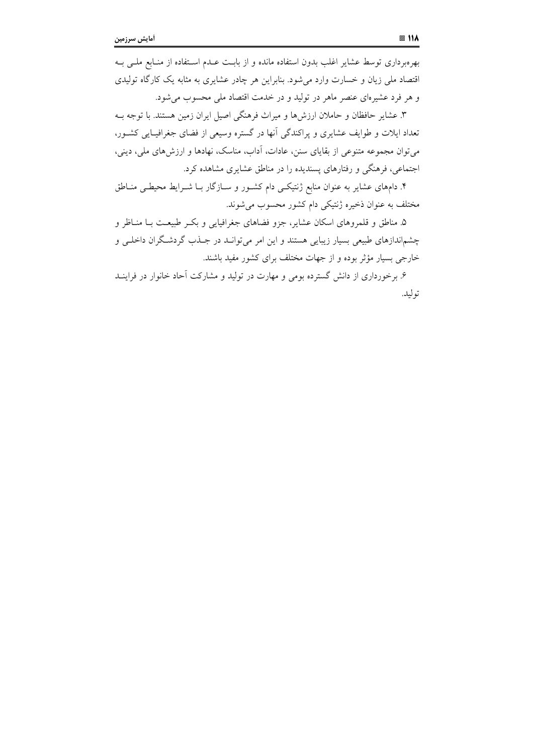بهره‌برداری توسط عشایر اغلب بدون استفاده مانده و از بابت عدم استفاده از منابع ملی به اقتصاد ملی زیان و خسارت وارد می‌شود. بنابراین هر چادر عشایری به مثابه یک کارگاه تولیدی و هر فرد عشیره‌ای عنصر ماهر در تولید و در خدمت اقتصاد ملی محسوب می‌شود.

۳. عشایر حافظان و حاملان ارزش‌ها و میراث فرهنگی اصیل ایران زمین هستند. با توجه به تعداد ایلات و طوایف عشایری و پراکندگی آنها در گستره وسیعی از فضای جغرافیایی کشور، می‌توان مجموعه متنوعی از بقایای سنن، عادات، آداب، مناسک، نهادها و ارزش‌های ملی، دینی، اجتماعی، فرهنگی و رفتارهای پسندیده را در مناطق عشایری مشاهده کرد.

۴. دامهای عشایر به عنوان منابع ژنتیکی دام کشور و سازگار با شرایط محیطی مناطق مختلف به عنوان ذخیره ژنتیکی دام کشور محسوب می‌شوند.

۵. مناطق و قلمروهای اسکان عشایر، جزو فضاهای جغرافیایی و بکر طبیعت با مناظر و چشم‌اندازهای طبیعی بسیار زیبایی هستند و این امر می‌تواند در جذب گردشگران داخلی و خارجی بسیار مؤثر بوده و از جهات مختلف برای کشور مفید باشند.

۶. برخورداری از دانش گسترده بومی و مهارت در تولید و مشارکت آحاد خانوار در فرایند تولید.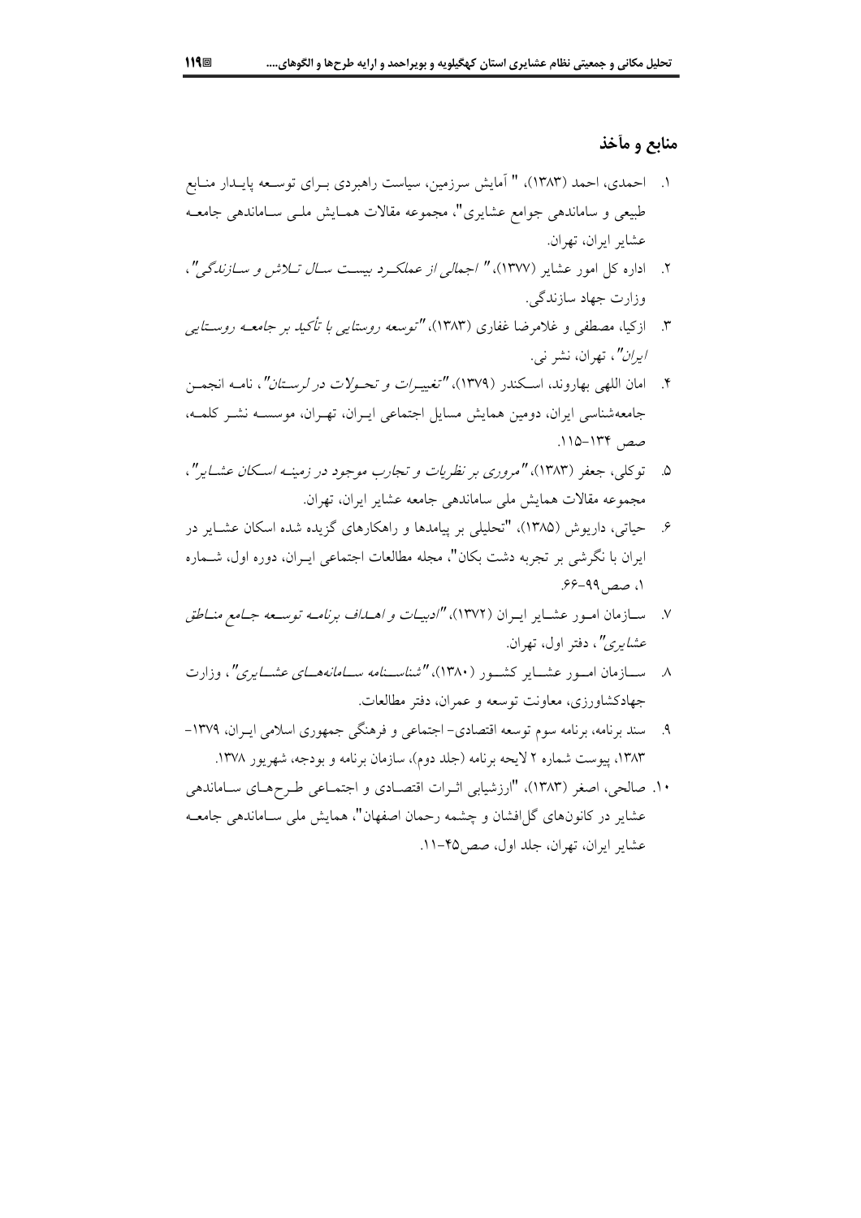## منابع و مآخذ

۱. احمدی، احمد (۱۳۸۳)، " آمایش سرزمین، سیاست راهبردی برای توسعه پایدار منابع طبیعی و ساماندهی جوامع عشایری"، مجموعه مقالات همایش ملی ساماندهی جامعه عشایر ایران، تهران.

۲. اداره کل امور عشایر (۱۳۷۷)، *" اجمالی از عملکرد بیست سال تلاش و سازندگی"*، وزارت جهاد سازندگی.

۳. ازکیا، مصطفی و غلامرضا غفاری (۱۳۸۳)، *"توسعه روستایی با تأکید بر جامعه روستایی ایران"*، تهران، نشر نی.

۴. امان اللهی بهاروند، اسکندر (۱۳۷۹)، *"تغییرات و تحولات در لرستان"*، نامه انجمن جامعه‌شناسی ایران، دومین همایش مسایل اجتماعی ایران، تهران، موسسه نشر کلمه، صص ۱۳۴-۱۱۵.

۵. توکلی، جعفر (۱۳۸۳)، *"مروری بر نظریات و تجارب موجود در زمینه اسکان عشایر"*، مجموعه مقالات همایش ملی ساماندهی جامعه عشایر ایران، تهران.

۶. حیاتی، داریوش (۱۳۸۵)، "تحلیلی بر پیامدها و راهکارهای گزیده شده اسکان عشایر در ایران با نگرشی بر تجربه دشت بکان"، مجله مطالعات اجتماعی ایران، دوره اول، شماره ۱، صص ۹۹-۶۶.

۷. سازمان امور عشایر ایران (۱۳۷۲)، *"ادبیات و اهداف برنامه توسعه جامع مناطق عشایری"*، دفتر اول، تهران.

۸. سازمان امور عشایر کشور (۱۳۸۰)، *"شناسنامه سامانه‌های عشایری"*، وزارت جهادکشاورزی، معاونت توسعه و عمران، دفتر مطالعات.

۹. سند برنامه، برنامه سوم توسعه اقتصادی- اجتماعی و فرهنگی جمهوری اسلامی ایران، ۱۳۷۹-۱۳۸۳، پیوست شماره ۲ لایحه برنامه (جلد دوم)، سازمان برنامه و بودجه، شهریور ۱۳۷۸.

۱۰. صالحی، اصغر (۱۳۸۳)، "ارزشیابی اثرات اقتصادی و اجتماعی طرح‌های ساماندهی عشایر در کانون‌های گل‌افشان و چشمه رحمان اصفهان"، همایش ملی ساماندهی جامعه عشایر ایران، تهران، جلد اول، صص۴۵-۱۱.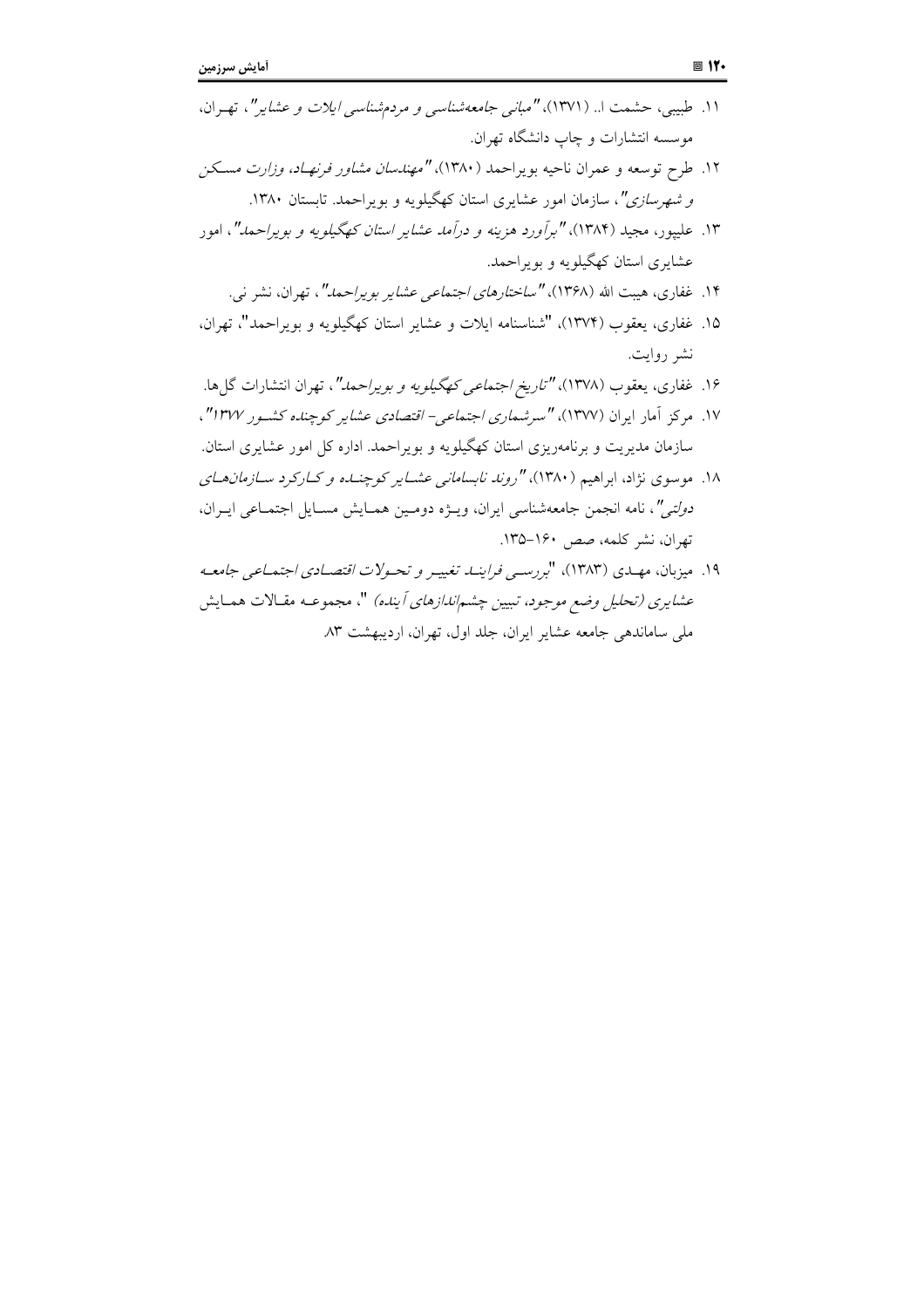۱۱. طبیبی، حشمت ا.. (۱۳۷۱)، *"مبانی جامعه‌شناسی و مردم‌شناسی ایلات و عشایر"*، تهران، موسسه انتشارات و چاپ دانشگاه تهران.

۱۲. طرح توسعه و عمران ناحیه بویراحمد (۱۳۸۰)، *"مهندسان مشاور فرنهاد، وزارت مسکن و شهرسازی"*، سازمان امور عشایری استان کهگیلویه و بویراحمد. تابستان ۱۳۸۰.

۱۳. علیپور، مجید (۱۳۸۴)، *"برآورد هزینه و درآمد عشایر استان کهگیلویه و بویراحمد"*، امور عشایری استان کهگیلویه و بویراحمد.

۱۴. غفاری، هیبت الله (۱۳۶۸)، *"ساختارهای اجتماعی عشایر بویراحمد"*، تهران، نشر نی.

۱۵. غفاری، یعقوب (۱۳۷۴)، "شناسنامه ایلات و عشایر استان کهگیلویه و بویراحمد"، تهران، نشر روایت.

۱۶. غفاری، یعقوب (۱۳۷۸)، *"تاریخ اجتماعی کهگیلویه و بویراحمد"*، تهران انتشارات گل‌ها.

۱۷. مرکز آمار ایران (۱۳۷۷)، *"سرشماری اجتماعی- اقتصادی عشایر کوچنده کشور ۱۳۷۷"*، سازمان مدیریت و برنامه‌ریزی استان کهگیلویه و بویراحمد. اداره کل امور عشایری استان.

۱۸. موسوی نژاد، ابراهیم (۱۳۸۰)، *"روند نابسامانی عشایر کوچنده و کارکرد سازمان‌های دولتی"*، نامه انجمن جامعه‌شناسی ایران، ویژه دومین همایش مسایل اجتماعی ایران، تهران، نشر کلمه، صص ۱۶۰-۱۳۵.

۱۹. میزبان، مهدی (۱۳۸۳)، "*بررسی فرایند تغییر و تحولات اقتصادی اجتماعی جامعه عشایری (تحلیل وضع موجود، تبیین چشم‌اندازهای آینده)* "، مجموعه مقالات همایش ملی ساماندهی جامعه عشایر ایران، جلد اول، تهران، اردیبهشت ۸۳.